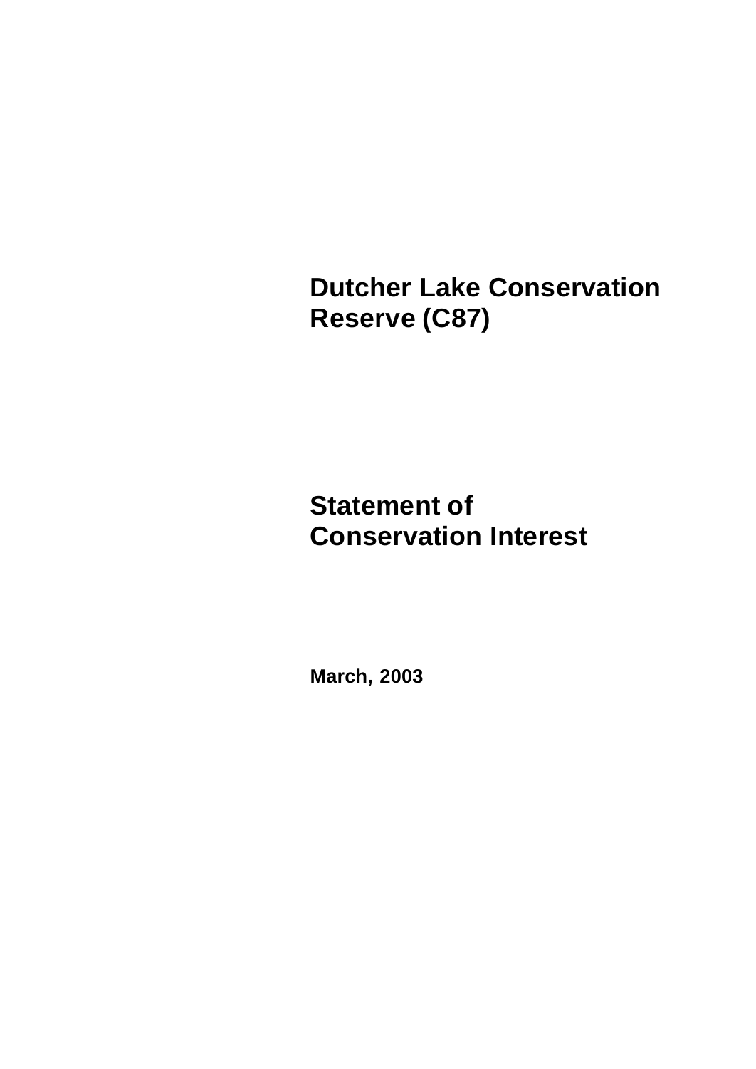# Dutcher Lake Conservation Reserve (C87)

## Statement of Conservation Interest

**March, 2003**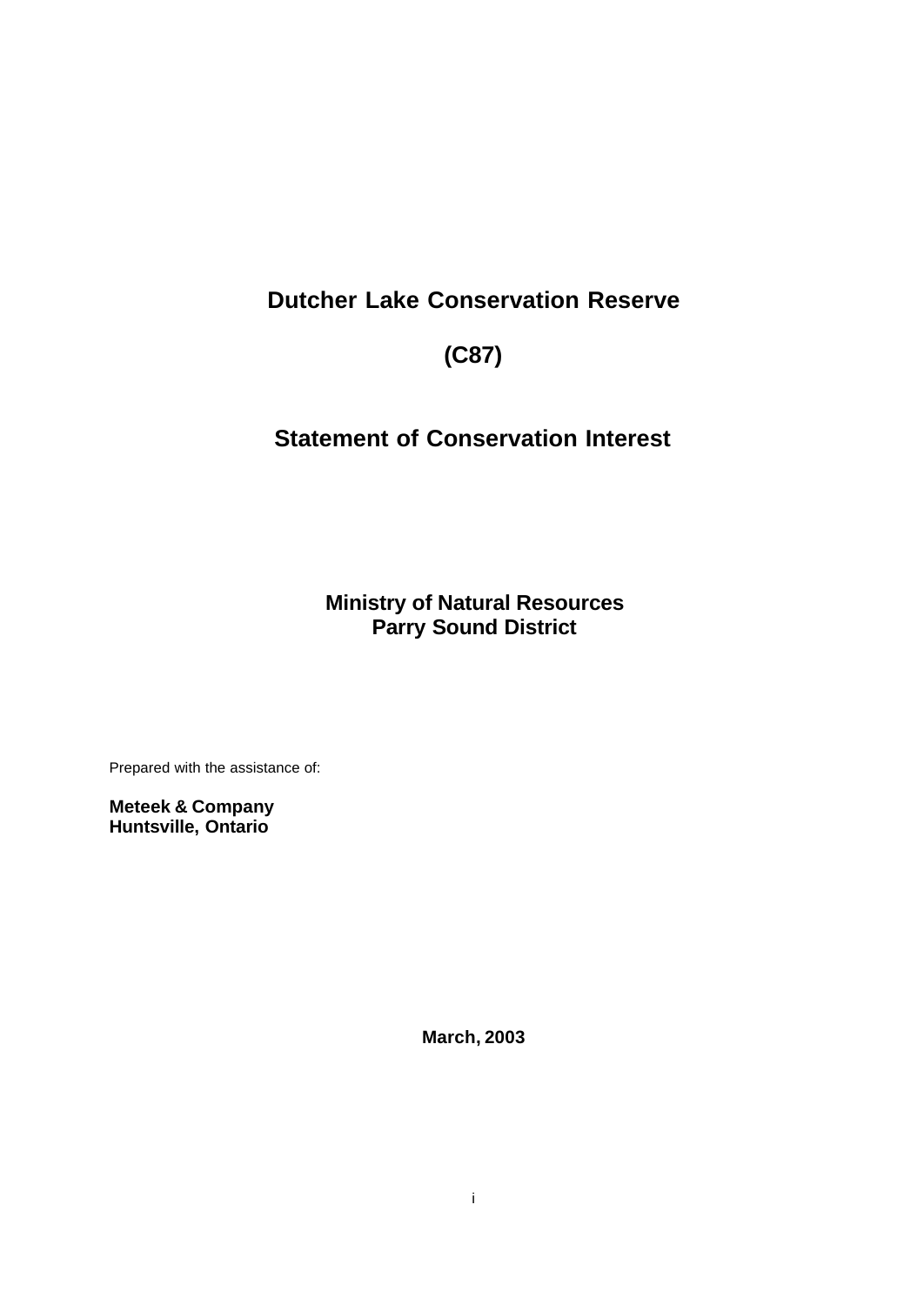# Dutcher Lake Conservation Reserve

# (C87)

# Statement of Conservation Interest

**Ministry of Natural Resources**
**Parry Sound District**

Prepared with the assistance of:

**Meteek & Company**
**Huntsville, Ontario**

**March, 2003**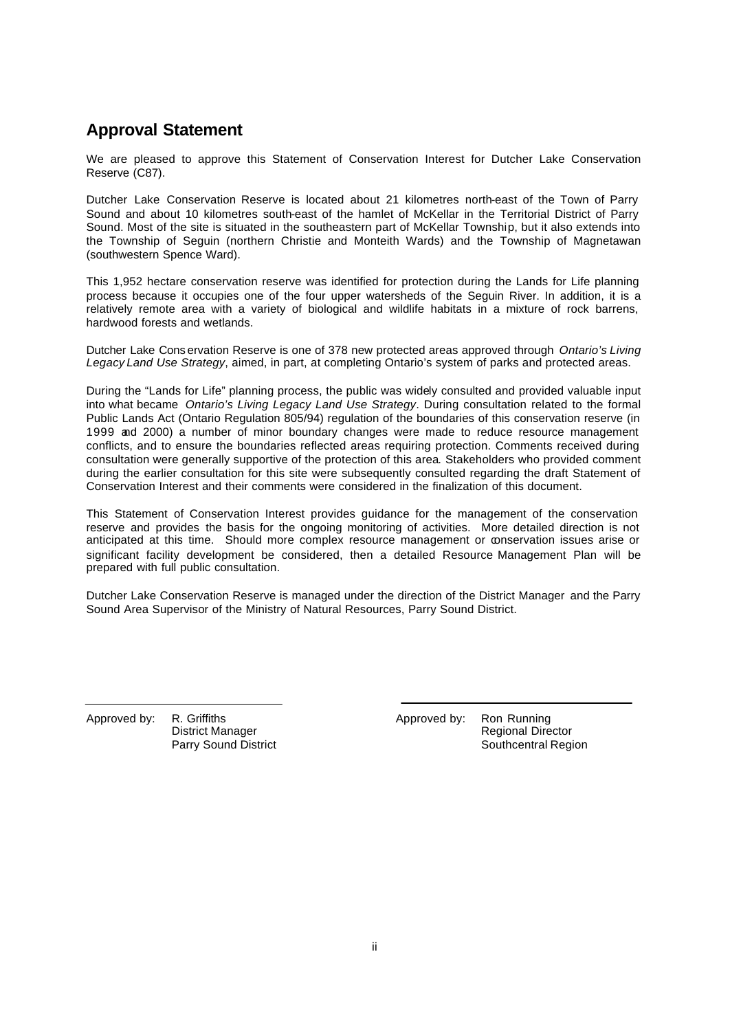## Approval Statement

We are pleased to approve this Statement of Conservation Interest for Dutcher Lake Conservation Reserve (C87).

Dutcher Lake Conservation Reserve is located about 21 kilometres north-east of the Town of Parry Sound and about 10 kilometres south-east of the hamlet of McKellar in the Territorial District of Parry Sound. Most of the site is situated in the southeastern part of McKellar Township, but it also extends into the Township of Seguin (northern Christie and Monteith Wards) and the Township of Magnetawan (southwestern Spence Ward).

This 1,952 hectare conservation reserve was identified for protection during the Lands for Life planning process because it occupies one of the four upper watersheds of the Seguin River. In addition, it is a relatively remote area with a variety of biological and wildlife habitats in a mixture of rock barrens, hardwood forests and wetlands.

Dutcher Lake Conservation Reserve is one of 378 new protected areas approved through *Ontario's Living Legacy Land Use Strategy*, aimed, in part, at completing Ontario's system of parks and protected areas.

During the "Lands for Life" planning process, the public was widely consulted and provided valuable input into what became *Ontario's Living Legacy Land Use Strategy*. During consultation related to the formal Public Lands Act (Ontario Regulation 805/94) regulation of the boundaries of this conservation reserve (in 1999 and 2000) a number of minor boundary changes were made to reduce resource management conflicts, and to ensure the boundaries reflected areas requiring protection. Comments received during consultation were generally supportive of the protection of this area. Stakeholders who provided comment during the earlier consultation for this site were subsequently consulted regarding the draft Statement of Conservation Interest and their comments were considered in the finalization of this document.

This Statement of Conservation Interest provides guidance for the management of the conservation reserve and provides the basis for the ongoing monitoring of activities. More detailed direction is not anticipated at this time. Should more complex resource management or conservation issues arise or significant facility development be considered, then a detailed Resource Management Plan will be prepared with full public consultation.

Dutcher Lake Conservation Reserve is managed under the direction of the District Manager and the Parry Sound Area Supervisor of the Ministry of Natural Resources, Parry Sound District.

Approved by: R. Griffiths
District Manager
Parry Sound District

Approved by: Ron Running
Regional Director
Southcentral Region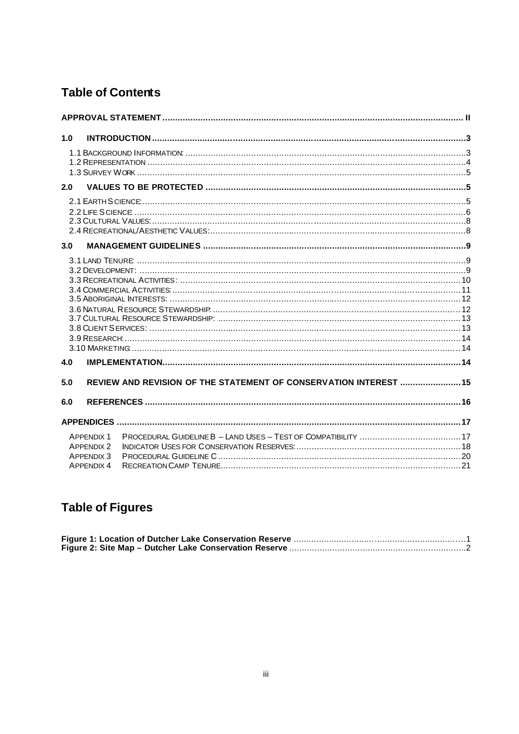## Table of Contents

**APPROVAL STATEMENT** ..... II

**1.0 INTRODUCTION** ..... 3

- 1.1 Background Information: ..... 3
- 1.2 Representation ..... 4
- 1.3 Survey Work ..... 5

**2.0 VALUES TO BE PROTECTED** ..... 5

- 2.1 Earth Science: ..... 5
- 2.2 Life Science ..... 6
- 2.3 Cultural Values: ..... 8
- 2.4 Recreational/Aesthetic Values: ..... 8

**3.0 MANAGEMENT GUIDELINES** ..... 9

- 3.1 Land Tenure: ..... 9
- 3.2 Development: ..... 9
- 3.3 Recreational Activities: ..... 10
- 3.4 Commercial Activities: ..... 11
- 3.5 Aboriginal Interests: ..... 12
- 3.6 Natural Resource Stewardship: ..... 12
- 3.7 Cultural Resource Stewardship: ..... 13
- 3.8 Client Services: ..... 13
- 3.9 Research: ..... 14
- 3.10 Marketing: ..... 14

**4.0 IMPLEMENTATION** ..... 14

**5.0 REVIEW AND REVISION OF THE STATEMENT OF CONSERVATION INTEREST** ..... 15

**6.0 REFERENCES** ..... 16

**APPENDICES** ..... 17

- Appendix 1 Procedural Guideline B – Land Uses – Test of Compatibility ..... 17
- Appendix 2 Indicator Uses for Conservation Reserves: ..... 18
- Appendix 3 Procedural Guideline C ..... 20
- Appendix 4 Recreation Camp Tenure ..... 21

## Table of Figures

**Figure 1: Location of Dutcher Lake Conservation Reserve** ..... 1
**Figure 2: Site Map – Dutcher Lake Conservation Reserve** ..... 2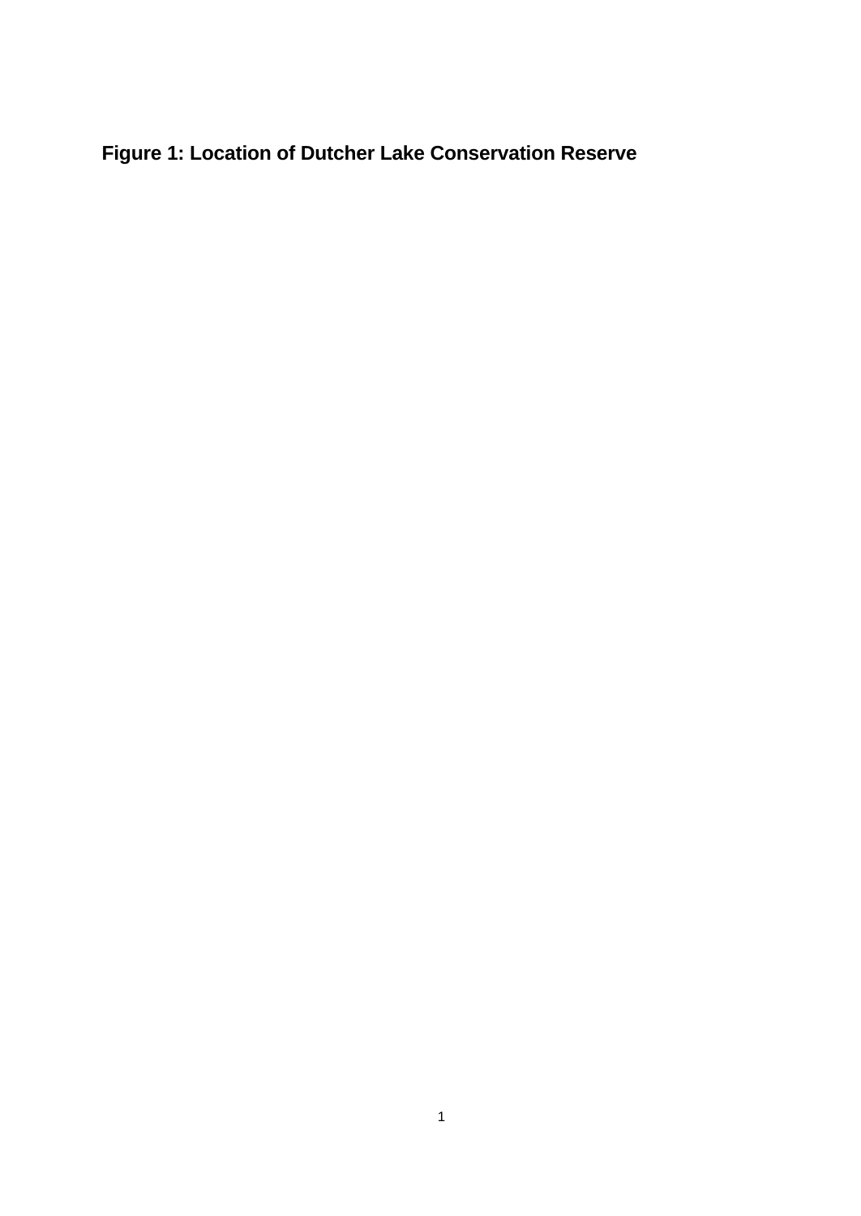**Figure 1: Location of Dutcher Lake Conservation Reserve**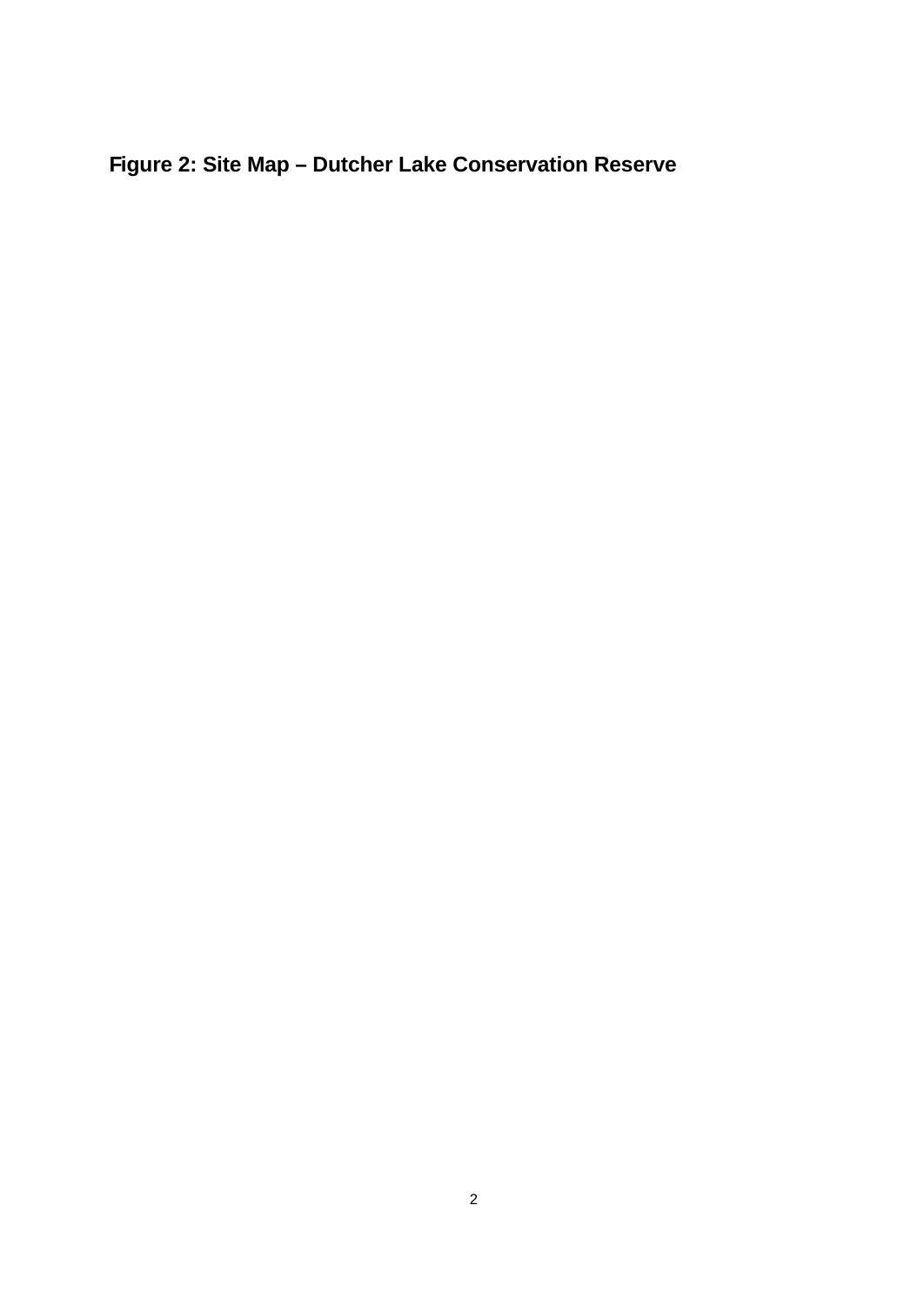**Figure 2: Site Map – Dutcher Lake Conservation Reserve**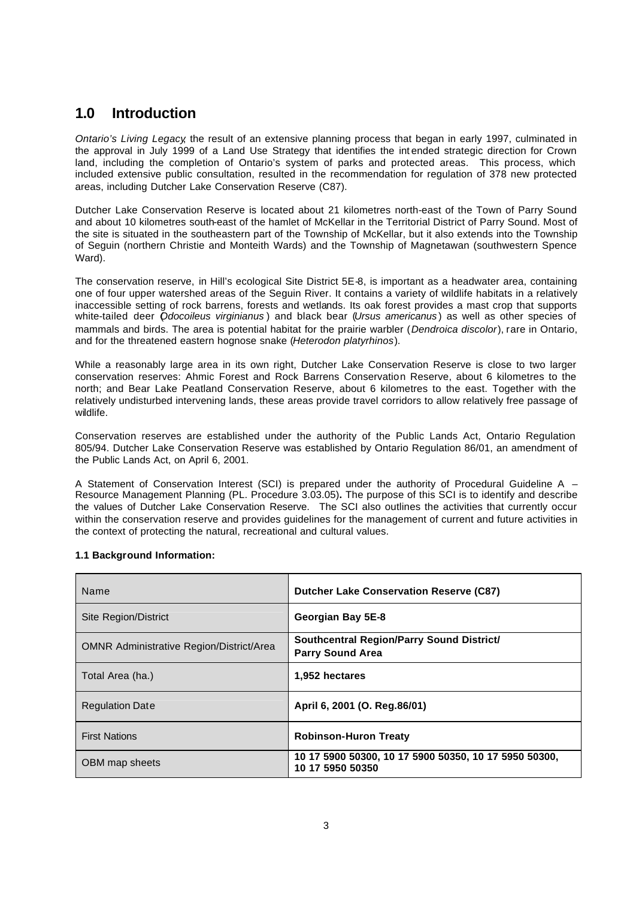# 1.0 Introduction

*Ontario's Living Legacy*, the result of an extensive planning process that began in early 1997, culminated in the approval in July 1999 of a Land Use Strategy that identifies the intended strategic direction for Crown land, including the completion of Ontario's system of parks and protected areas. This process, which included extensive public consultation, resulted in the recommendation for regulation of 378 new protected areas, including Dutcher Lake Conservation Reserve (C87).

Dutcher Lake Conservation Reserve is located about 21 kilometres north-east of the Town of Parry Sound and about 10 kilometres south-east of the hamlet of McKellar in the Territorial District of Parry Sound. Most of the site is situated in the southeastern part of the Township of McKellar, but it also extends into the Township of Seguin (northern Christie and Monteith Wards) and the Township of Magnetawan (southwestern Spence Ward).

The conservation reserve, in Hill's ecological Site District 5E-8, is important as a headwater area, containing one of four upper watershed areas of the Seguin River. It contains a variety of wildlife habitats in a relatively inaccessible setting of rock barrens, forests and wetlands. Its oak forest provides a mast crop that supports white-tailed deer (*Odocoileus virginianus*) and black bear (*Ursus americanus*) as well as other species of mammals and birds. The area is potential habitat for the prairie warbler (*Dendroica discolor*), rare in Ontario, and for the threatened eastern hognose snake (*Heterodon platyrhinos*).

While a reasonably large area in its own right, Dutcher Lake Conservation Reserve is close to two larger conservation reserves: Ahmic Forest and Rock Barrens Conservation Reserve, about 6 kilometres to the north; and Bear Lake Peatland Conservation Reserve, about 6 kilometres to the east. Together with the relatively undisturbed intervening lands, these areas provide travel corridors to allow relatively free passage of wildlife.

Conservation reserves are established under the authority of the Public Lands Act, Ontario Regulation 805/94. Dutcher Lake Conservation Reserve was established by Ontario Regulation 86/01, an amendment of the Public Lands Act, on April 6, 2001.

A Statement of Conservation Interest (SCI) is prepared under the authority of Procedural Guideline A – Resource Management Planning (PL. Procedure 3.03.05). The purpose of this SCI is to identify and describe the values of Dutcher Lake Conservation Reserve. The SCI also outlines the activities that currently occur within the conservation reserve and provides guidelines for the management of current and future activities in the context of protecting the natural, recreational and cultural values.

**1.1 Background Information:**

| Name | Dutcher Lake Conservation Reserve (C87) |
|---|---|
| Site Region/District | **Georgian Bay 5E-8** |
| OMNR Administrative Region/District/Area | **Southcentral Region/Parry Sound District/ Parry Sound Area** |
| Total Area (ha.) | **1,952 hectares** |
| Regulation Date | **April 6, 2001 (O. Reg.86/01)** |
| First Nations | **Robinson-Huron Treaty** |
| OBM map sheets | **10 17 5900 50300, 10 17 5900 50350, 10 17 5950 50300, 10 17 5950 50350** |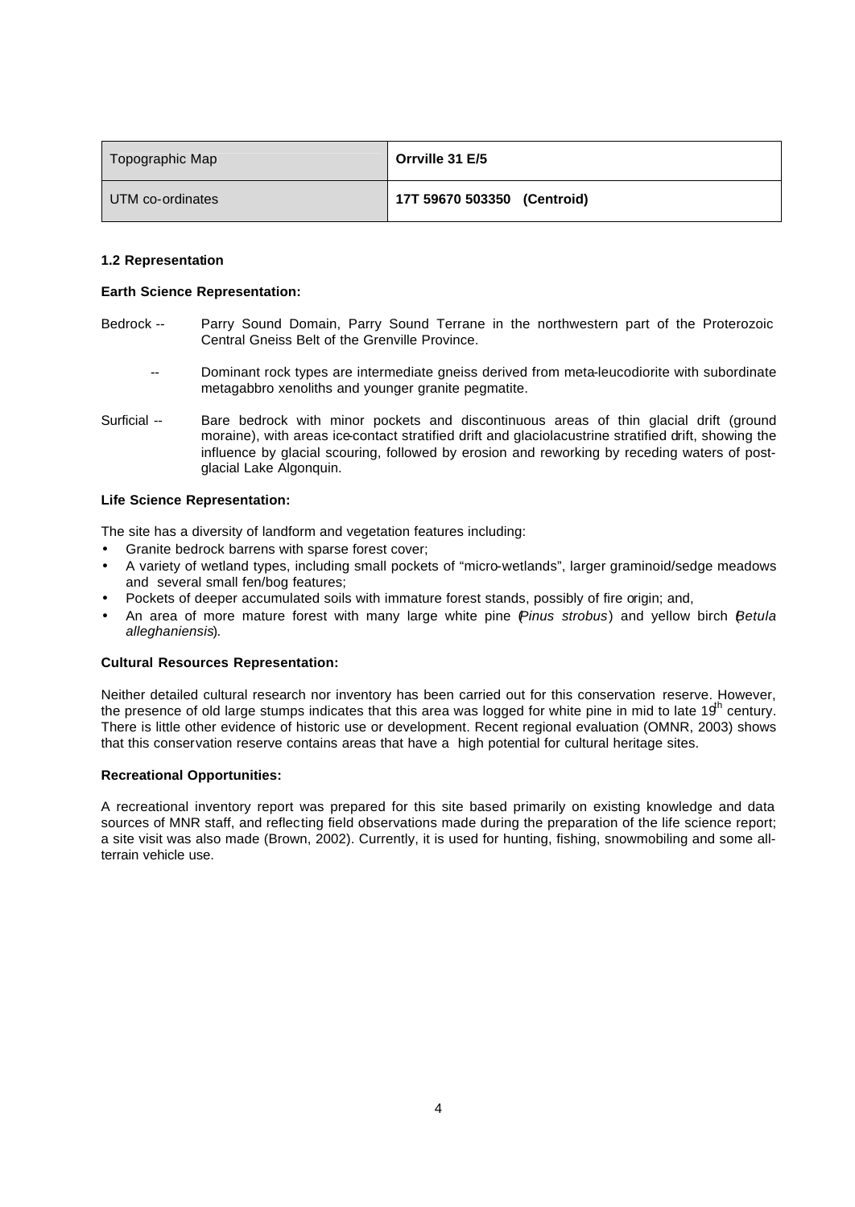| Topographic Map | **Orrville 31 E/5** |
|---|---|
| UTM co-ordinates | **17T 59670 503350 (Centroid)** |

### 1.2 Representation

**Earth Science Representation:**

Bedrock -- Parry Sound Domain, Parry Sound Terrane in the northwestern part of the Proterozoic Central Gneiss Belt of the Grenville Province.

-- Dominant rock types are intermediate gneiss derived from meta-leucodiorite with subordinate metagabbro xenoliths and younger granite pegmatite.

Surficial -- Bare bedrock with minor pockets and discontinuous areas of thin glacial drift (ground moraine), with areas ice-contact stratified drift and glaciolacustrine stratified drift, showing the influence by glacial scouring, followed by erosion and reworking by receding waters of post-glacial Lake Algonquin.

**Life Science Representation:**

The site has a diversity of landform and vegetation features including:

- Granite bedrock barrens with sparse forest cover;
- A variety of wetland types, including small pockets of "micro-wetlands", larger graminoid/sedge meadows and several small fen/bog features;
- Pockets of deeper accumulated soils with immature forest stands, possibly of fire origin; and,
- An area of more mature forest with many large white pine (*Pinus strobus*) and yellow birch (*Betula alleghaniensis*).

**Cultural Resources Representation:**

Neither detailed cultural research nor inventory has been carried out for this conservation reserve. However, the presence of old large stumps indicates that this area was logged for white pine in mid to late 19th century. There is little other evidence of historic use or development. Recent regional evaluation (OMNR, 2003) shows that this conservation reserve contains areas that have a high potential for cultural heritage sites.

**Recreational Opportunities:**

A recreational inventory report was prepared for this site based primarily on existing knowledge and data sources of MNR staff, and reflecting field observations made during the preparation of the life science report; a site visit was also made (Brown, 2002). Currently, it is used for hunting, fishing, snowmobiling and some all-terrain vehicle use.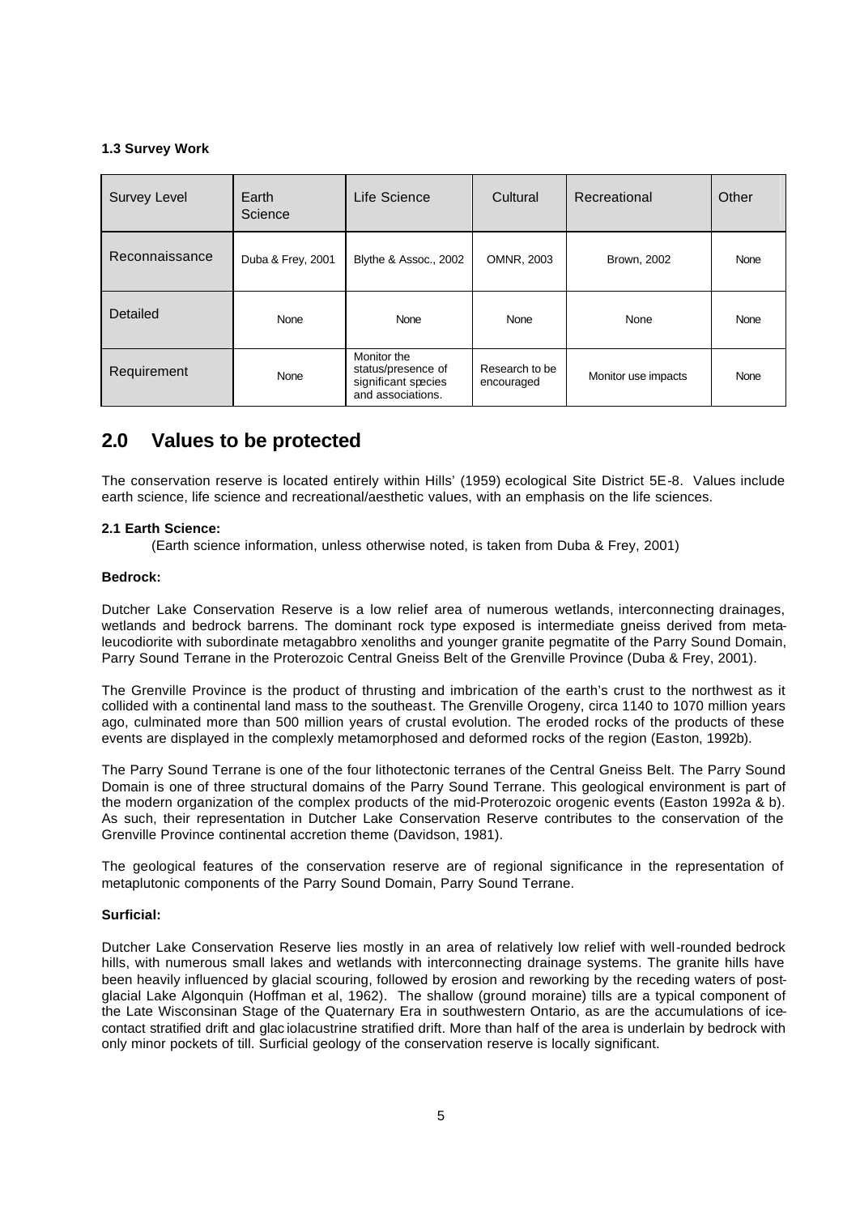### 1.3 Survey Work

| Survey Level | Earth Science | Life Science | Cultural | Recreational | Other |
|---|---|---|---|---|---|
| Reconnaissance | Duba & Frey, 2001 | Blythe & Assoc., 2002 | OMNR, 2003 | Brown, 2002 | None |
| Detailed | None | None | None | None | None |
| Requirement | None | Monitor the status/presence of significant species and associations. | Research to be encouraged | Monitor use impacts | None |

## 2.0 Values to be protected

The conservation reserve is located entirely within Hills' (1959) ecological Site District 5E-8. Values include earth science, life science and recreational/aesthetic values, with an emphasis on the life sciences.

### 2.1 Earth Science:

(Earth science information, unless otherwise noted, is taken from Duba & Frey, 2001)

**Bedrock:**

Dutcher Lake Conservation Reserve is a low relief area of numerous wetlands, interconnecting drainages, wetlands and bedrock barrens. The dominant rock type exposed is intermediate gneiss derived from meta-leucodiorite with subordinate metagabbro xenoliths and younger granite pegmatite of the Parry Sound Domain, Parry Sound Terrane in the Proterozoic Central Gneiss Belt of the Grenville Province (Duba & Frey, 2001).

The Grenville Province is the product of thrusting and imbrication of the earth's crust to the northwest as it collided with a continental land mass to the southeast. The Grenville Orogeny, circa 1140 to 1070 million years ago, culminated more than 500 million years of crustal evolution. The eroded rocks of the products of these events are displayed in the complexly metamorphosed and deformed rocks of the region (Easton, 1992b).

The Parry Sound Terrane is one of the four lithotectonic terranes of the Central Gneiss Belt. The Parry Sound Domain is one of three structural domains of the Parry Sound Terrane. This geological environment is part of the modern organization of the complex products of the mid-Proterozoic orogenic events (Easton 1992a & b). As such, their representation in Dutcher Lake Conservation Reserve contributes to the conservation of the Grenville Province continental accretion theme (Davidson, 1981).

The geological features of the conservation reserve are of regional significance in the representation of metaplutonic components of the Parry Sound Domain, Parry Sound Terrane.

**Surficial:**

Dutcher Lake Conservation Reserve lies mostly in an area of relatively low relief with well-rounded bedrock hills, with numerous small lakes and wetlands with interconnecting drainage systems. The granite hills have been heavily influenced by glacial scouring, followed by erosion and reworking by the receding waters of post-glacial Lake Algonquin (Hoffman et al, 1962). The shallow (ground moraine) tills are a typical component of the Late Wisconsinan Stage of the Quaternary Era in southwestern Ontario, as are the accumulations of ice-contact stratified drift and glaciolacustrine stratified drift. More than half of the area is underlain by bedrock with only minor pockets of till. Surficial geology of the conservation reserve is locally significant.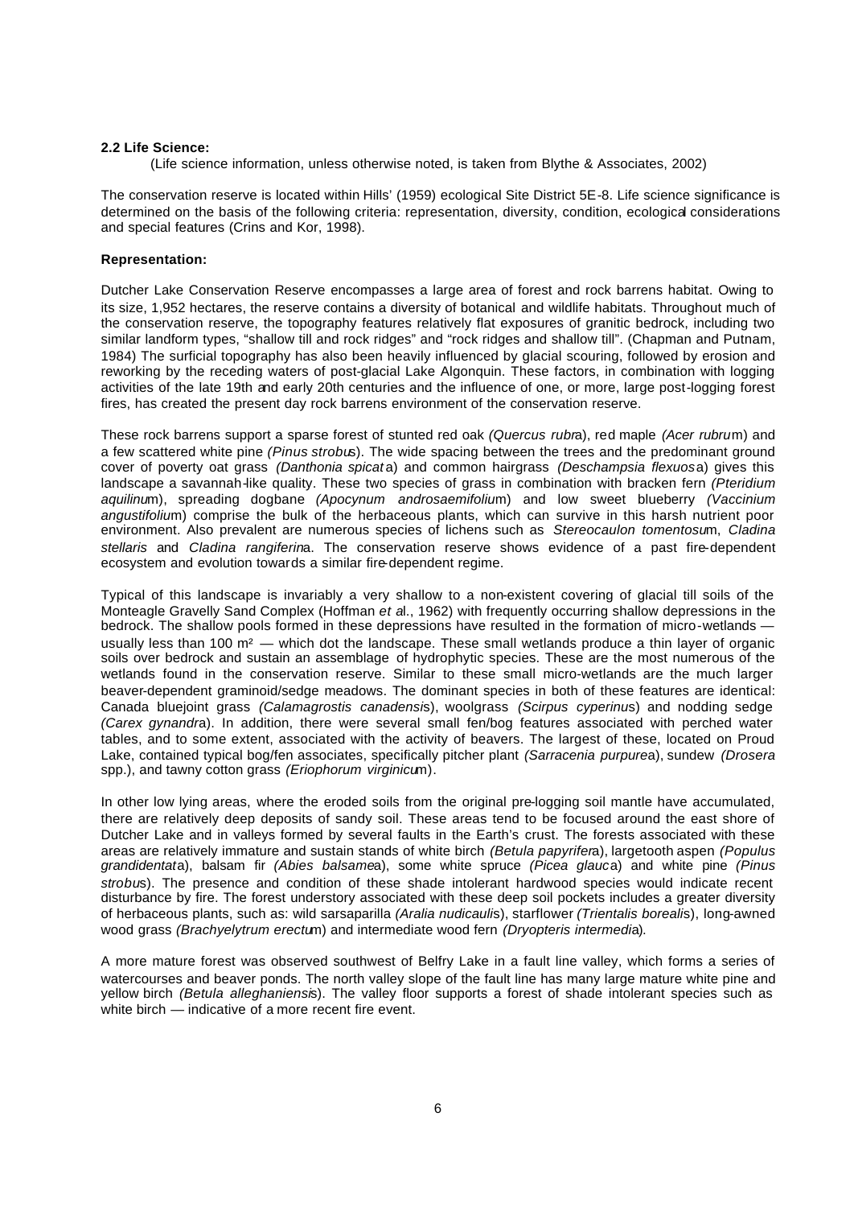**2.2 Life Science:**

(Life science information, unless otherwise noted, is taken from Blythe & Associates, 2002)

The conservation reserve is located within Hills' (1959) ecological Site District 5E-8. Life science significance is determined on the basis of the following criteria: representation, diversity, condition, ecological considerations and special features (Crins and Kor, 1998).

**Representation:**

Dutcher Lake Conservation Reserve encompasses a large area of forest and rock barrens habitat. Owing to its size, 1,952 hectares, the reserve contains a diversity of botanical and wildlife habitats. Throughout much of the conservation reserve, the topography features relatively flat exposures of granitic bedrock, including two similar landform types, "shallow till and rock ridges" and "rock ridges and shallow till". (Chapman and Putnam, 1984) The surficial topography has also been heavily influenced by glacial scouring, followed by erosion and reworking by the receding waters of post-glacial Lake Algonquin. These factors, in combination with logging activities of the late 19th and early 20th centuries and the influence of one, or more, large post-logging forest fires, has created the present day rock barrens environment of the conservation reserve.

These rock barrens support a sparse forest of stunted red oak *(Quercus rubra)*, red maple *(Acer rubrum)* and a few scattered white pine *(Pinus strobus)*. The wide spacing between the trees and the predominant ground cover of poverty oat grass *(Danthonia spicata)* and common hairgrass *(Deschampsia flexuosa)* gives this landscape a savannah-like quality. These two species of grass in combination with bracken fern *(Pteridium aquilinum)*, spreading dogbane *(Apocynum androsaemifolium)* and low sweet blueberry *(Vaccinium angustifolium)* comprise the bulk of the herbaceous plants, which can survive in this harsh nutrient poor environment. Also prevalent are numerous species of lichens such as *Stereocaulon tomentosum*, *Cladina stellaris* and *Cladina rangiferina*. The conservation reserve shows evidence of a past fire-dependent ecosystem and evolution towards a similar fire-dependent regime.

Typical of this landscape is invariably a very shallow to a non-existent covering of glacial till soils of the Monteagle Gravelly Sand Complex (Hoffman *et al.*, 1962) with frequently occurring shallow depressions in the bedrock. The shallow pools formed in these depressions have resulted in the formation of micro-wetlands — usually less than 100 m² — which dot the landscape. These small wetlands produce a thin layer of organic soils over bedrock and sustain an assemblage of hydrophytic species. These are the most numerous of the wetlands found in the conservation reserve. Similar to these small micro-wetlands are the much larger beaver-dependent graminoid/sedge meadows. The dominant species in both of these features are identical: Canada bluejoint grass *(Calamagrostis canadensis)*, woolgrass *(Scirpus cyperinus)* and nodding sedge *(Carex gynandra)*. In addition, there were several small fen/bog features associated with perched water tables, and to some extent, associated with the activity of beavers. The largest of these, located on Proud Lake, contained typical bog/fen associates, specifically pitcher plant *(Sarracenia purpurea)*, sundew *(Drosera* spp.), and tawny cotton grass *(Eriophorum virginicum)*.

In other low lying areas, where the eroded soils from the original pre-logging soil mantle have accumulated, there are relatively deep deposits of sandy soil. These areas tend to be focused around the east shore of Dutcher Lake and in valleys formed by several faults in the Earth's crust. The forests associated with these areas are relatively immature and sustain stands of white birch *(Betula papyrifera)*, largetooth aspen *(Populus grandidentata)*, balsam fir *(Abies balsamea)*, some white spruce *(Picea glauca)* and white pine *(Pinus strobus)*. The presence and condition of these shade intolerant hardwood species would indicate recent disturbance by fire. The forest understory associated with these deep soil pockets includes a greater diversity of herbaceous plants, such as: wild sarsaparilla *(Aralia nudicaulis)*, starflower *(Trientalis borealis)*, long-awned wood grass *(Brachyelytrum erectum)* and intermediate wood fern *(Dryopteris intermedia)*.

A more mature forest was observed southwest of Belfry Lake in a fault line valley, which forms a series of watercourses and beaver ponds. The north valley slope of the fault line has many large mature white pine and yellow birch *(Betula alleghaniensis)*. The valley floor supports a forest of shade intolerant species such as white birch — indicative of a more recent fire event.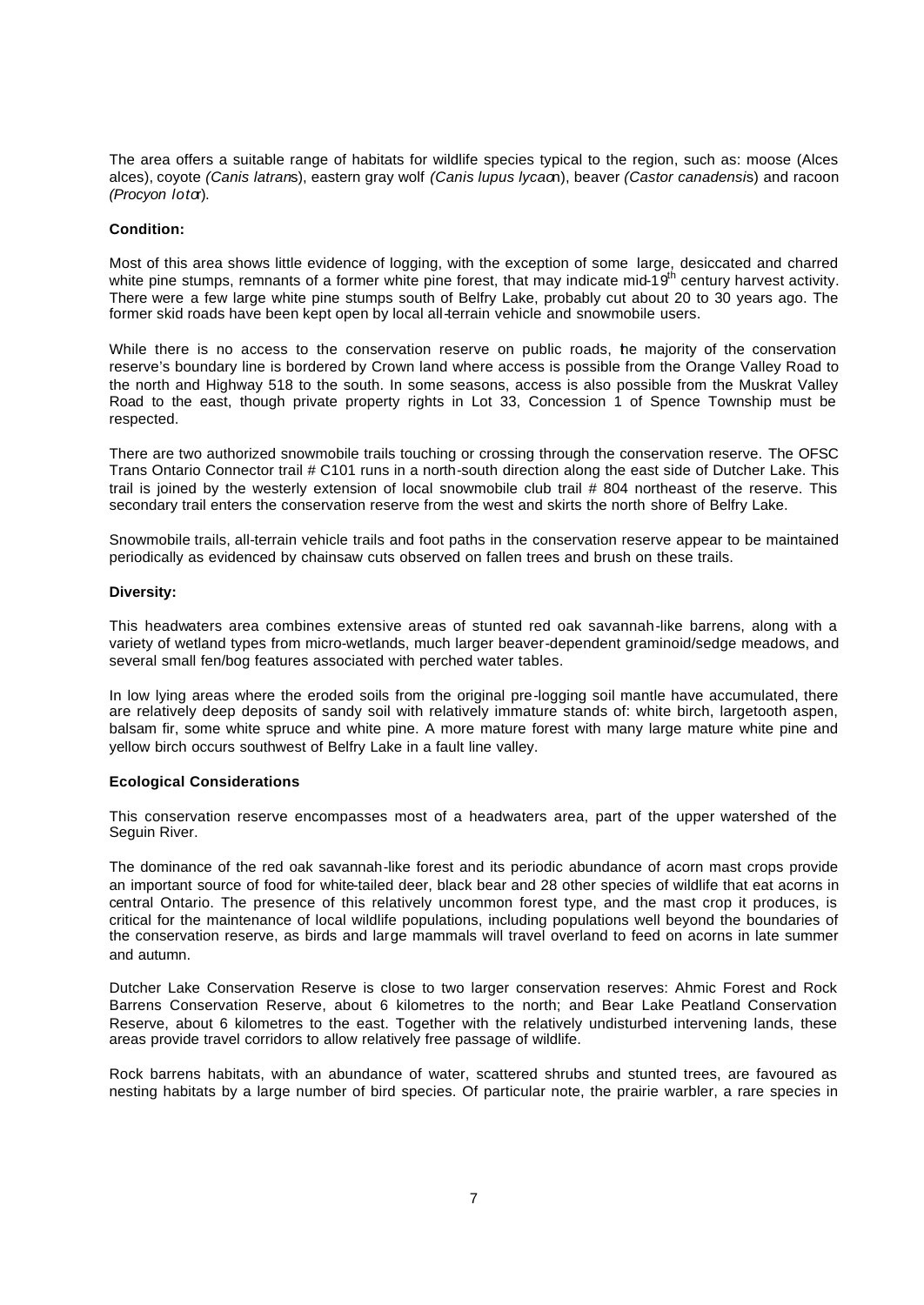The area offers a suitable range of habitats for wildlife species typical to the region, such as: moose (Alces alces), coyote *(Canis latrans)*, eastern gray wolf *(Canis lupus lycaon)*, beaver *(Castor canadensis)* and racoon *(Procyon lotor)*.

**Condition:**

Most of this area shows little evidence of logging, with the exception of some large, desiccated and charred white pine stumps, remnants of a former white pine forest, that may indicate mid-19th century harvest activity. There were a few large white pine stumps south of Belfry Lake, probably cut about 20 to 30 years ago. The former skid roads have been kept open by local all-terrain vehicle and snowmobile users.

While there is no access to the conservation reserve on public roads, the majority of the conservation reserve's boundary line is bordered by Crown land where access is possible from the Orange Valley Road to the north and Highway 518 to the south. In some seasons, access is also possible from the Muskrat Valley Road to the east, though private property rights in Lot 33, Concession 1 of Spence Township must be respected.

There are two authorized snowmobile trails touching or crossing through the conservation reserve. The OFSC Trans Ontario Connector trail # C101 runs in a north-south direction along the east side of Dutcher Lake. This trail is joined by the westerly extension of local snowmobile club trail # 804 northeast of the reserve. This secondary trail enters the conservation reserve from the west and skirts the north shore of Belfry Lake.

Snowmobile trails, all-terrain vehicle trails and foot paths in the conservation reserve appear to be maintained periodically as evidenced by chainsaw cuts observed on fallen trees and brush on these trails.

**Diversity:**

This headwaters area combines extensive areas of stunted red oak savannah-like barrens, along with a variety of wetland types from micro-wetlands, much larger beaver-dependent graminoid/sedge meadows, and several small fen/bog features associated with perched water tables.

In low lying areas where the eroded soils from the original pre-logging soil mantle have accumulated, there are relatively deep deposits of sandy soil with relatively immature stands of: white birch, largetooth aspen, balsam fir, some white spruce and white pine. A more mature forest with many large mature white pine and yellow birch occurs southwest of Belfry Lake in a fault line valley.

**Ecological Considerations**

This conservation reserve encompasses most of a headwaters area, part of the upper watershed of the Seguin River.

The dominance of the red oak savannah-like forest and its periodic abundance of acorn mast crops provide an important source of food for white-tailed deer, black bear and 28 other species of wildlife that eat acorns in central Ontario. The presence of this relatively uncommon forest type, and the mast crop it produces, is critical for the maintenance of local wildlife populations, including populations well beyond the boundaries of the conservation reserve, as birds and large mammals will travel overland to feed on acorns in late summer and autumn.

Dutcher Lake Conservation Reserve is close to two larger conservation reserves: Ahmic Forest and Rock Barrens Conservation Reserve, about 6 kilometres to the north; and Bear Lake Peatland Conservation Reserve, about 6 kilometres to the east. Together with the relatively undisturbed intervening lands, these areas provide travel corridors to allow relatively free passage of wildlife.

Rock barrens habitats, with an abundance of water, scattered shrubs and stunted trees, are favoured as nesting habitats by a large number of bird species. Of particular note, the prairie warbler, a rare species in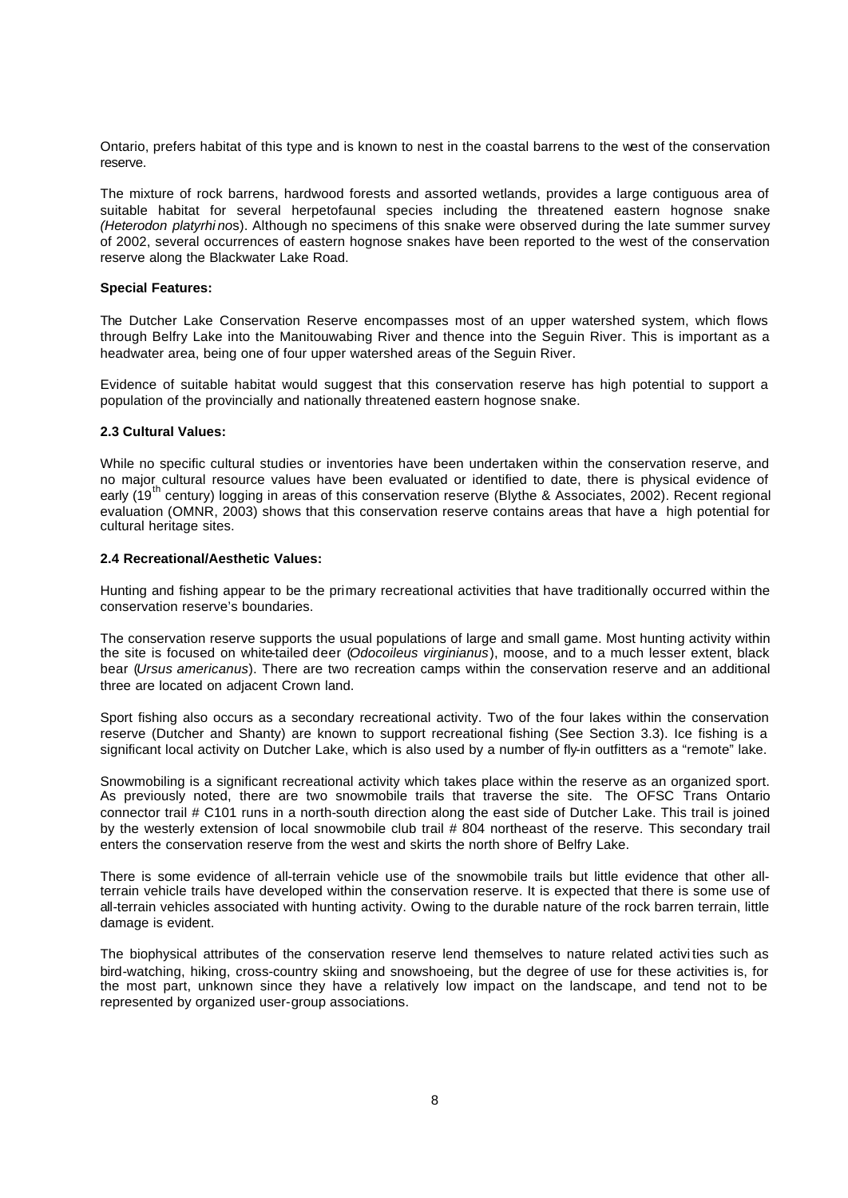Ontario, prefers habitat of this type and is known to nest in the coastal barrens to the west of the conservation reserve.

The mixture of rock barrens, hardwood forests and assorted wetlands, provides a large contiguous area of suitable habitat for several herpetofaunal species including the threatened eastern hognose snake *(Heterodon platyrhinos)*. Although no specimens of this snake were observed during the late summer survey of 2002, several occurrences of eastern hognose snakes have been reported to the west of the conservation reserve along the Blackwater Lake Road.

**Special Features:**

The Dutcher Lake Conservation Reserve encompasses most of an upper watershed system, which flows through Belfry Lake into the Manitouwabing River and thence into the Seguin River. This is important as a headwater area, being one of four upper watershed areas of the Seguin River.

Evidence of suitable habitat would suggest that this conservation reserve has high potential to support a population of the provincially and nationally threatened eastern hognose snake.

**2.3 Cultural Values:**

While no specific cultural studies or inventories have been undertaken within the conservation reserve, and no major cultural resource values have been evaluated or identified to date, there is physical evidence of early (19th century) logging in areas of this conservation reserve (Blythe & Associates, 2002). Recent regional evaluation (OMNR, 2003) shows that this conservation reserve contains areas that have a high potential for cultural heritage sites.

**2.4 Recreational/Aesthetic Values:**

Hunting and fishing appear to be the primary recreational activities that have traditionally occurred within the conservation reserve's boundaries.

The conservation reserve supports the usual populations of large and small game. Most hunting activity within the site is focused on white-tailed deer (*Odocoileus virginianus*), moose, and to a much lesser extent, black bear (*Ursus americanus*). There are two recreation camps within the conservation reserve and an additional three are located on adjacent Crown land.

Sport fishing also occurs as a secondary recreational activity. Two of the four lakes within the conservation reserve (Dutcher and Shanty) are known to support recreational fishing (See Section 3.3). Ice fishing is a significant local activity on Dutcher Lake, which is also used by a number of fly-in outfitters as a "remote" lake.

Snowmobiling is a significant recreational activity which takes place within the reserve as an organized sport. As previously noted, there are two snowmobile trails that traverse the site. The OFSC Trans Ontario connector trail # C101 runs in a north-south direction along the east side of Dutcher Lake. This trail is joined by the westerly extension of local snowmobile club trail # 804 northeast of the reserve. This secondary trail enters the conservation reserve from the west and skirts the north shore of Belfry Lake.

There is some evidence of all-terrain vehicle use of the snowmobile trails but little evidence that other all-terrain vehicle trails have developed within the conservation reserve. It is expected that there is some use of all-terrain vehicles associated with hunting activity. Owing to the durable nature of the rock barren terrain, little damage is evident.

The biophysical attributes of the conservation reserve lend themselves to nature related activities such as bird-watching, hiking, cross-country skiing and snowshoeing, but the degree of use for these activities is, for the most part, unknown since they have a relatively low impact on the landscape, and tend not to be represented by organized user-group associations.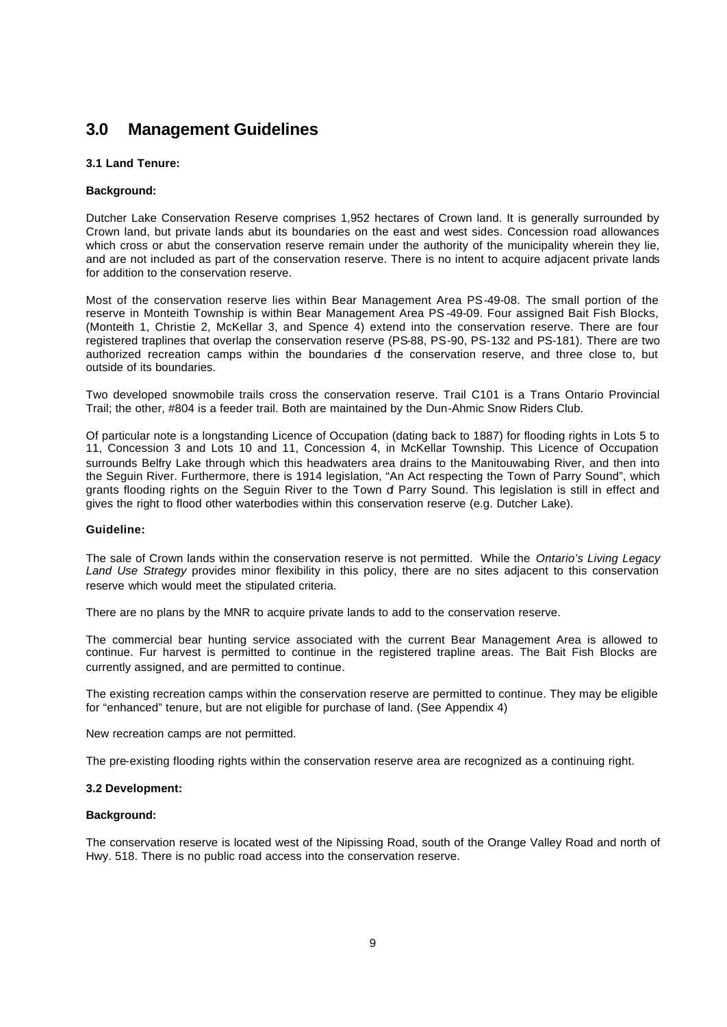# 3.0 Management Guidelines

### 3.1 Land Tenure:

**Background:**

Dutcher Lake Conservation Reserve comprises 1,952 hectares of Crown land. It is generally surrounded by Crown land, but private lands abut its boundaries on the east and west sides. Concession road allowances which cross or abut the conservation reserve remain under the authority of the municipality wherein they lie, and are not included as part of the conservation reserve. There is no intent to acquire adjacent private lands for addition to the conservation reserve.

Most of the conservation reserve lies within Bear Management Area PS-49-08. The small portion of the reserve in Monteith Township is within Bear Management Area PS-49-09. Four assigned Bait Fish Blocks, (Monteith 1, Christie 2, McKellar 3, and Spence 4) extend into the conservation reserve. There are four registered traplines that overlap the conservation reserve (PS-88, PS-90, PS-132 and PS-181). There are two authorized recreation camps within the boundaries of the conservation reserve, and three close to, but outside of its boundaries.

Two developed snowmobile trails cross the conservation reserve. Trail C101 is a Trans Ontario Provincial Trail; the other, #804 is a feeder trail. Both are maintained by the Dun-Ahmic Snow Riders Club.

Of particular note is a longstanding Licence of Occupation (dating back to 1887) for flooding rights in Lots 5 to 11, Concession 3 and Lots 10 and 11, Concession 4, in McKellar Township. This Licence of Occupation surrounds Belfry Lake through which this headwaters area drains to the Manitouwabing River, and then into the Seguin River. Furthermore, there is 1914 legislation, "An Act respecting the Town of Parry Sound", which grants flooding rights on the Seguin River to the Town of Parry Sound. This legislation is still in effect and gives the right to flood other waterbodies within this conservation reserve (e.g. Dutcher Lake).

**Guideline:**

The sale of Crown lands within the conservation reserve is not permitted. While the *Ontario's Living Legacy Land Use Strategy* provides minor flexibility in this policy, there are no sites adjacent to this conservation reserve which would meet the stipulated criteria.

There are no plans by the MNR to acquire private lands to add to the conservation reserve.

The commercial bear hunting service associated with the current Bear Management Area is allowed to continue. Fur harvest is permitted to continue in the registered trapline areas. The Bait Fish Blocks are currently assigned, and are permitted to continue.

The existing recreation camps within the conservation reserve are permitted to continue. They may be eligible for "enhanced" tenure, but are not eligible for purchase of land. (See Appendix 4)

New recreation camps are not permitted.

The pre-existing flooding rights within the conservation reserve area are recognized as a continuing right.

### 3.2 Development:

**Background:**

The conservation reserve is located west of the Nipissing Road, south of the Orange Valley Road and north of Hwy. 518. There is no public road access into the conservation reserve.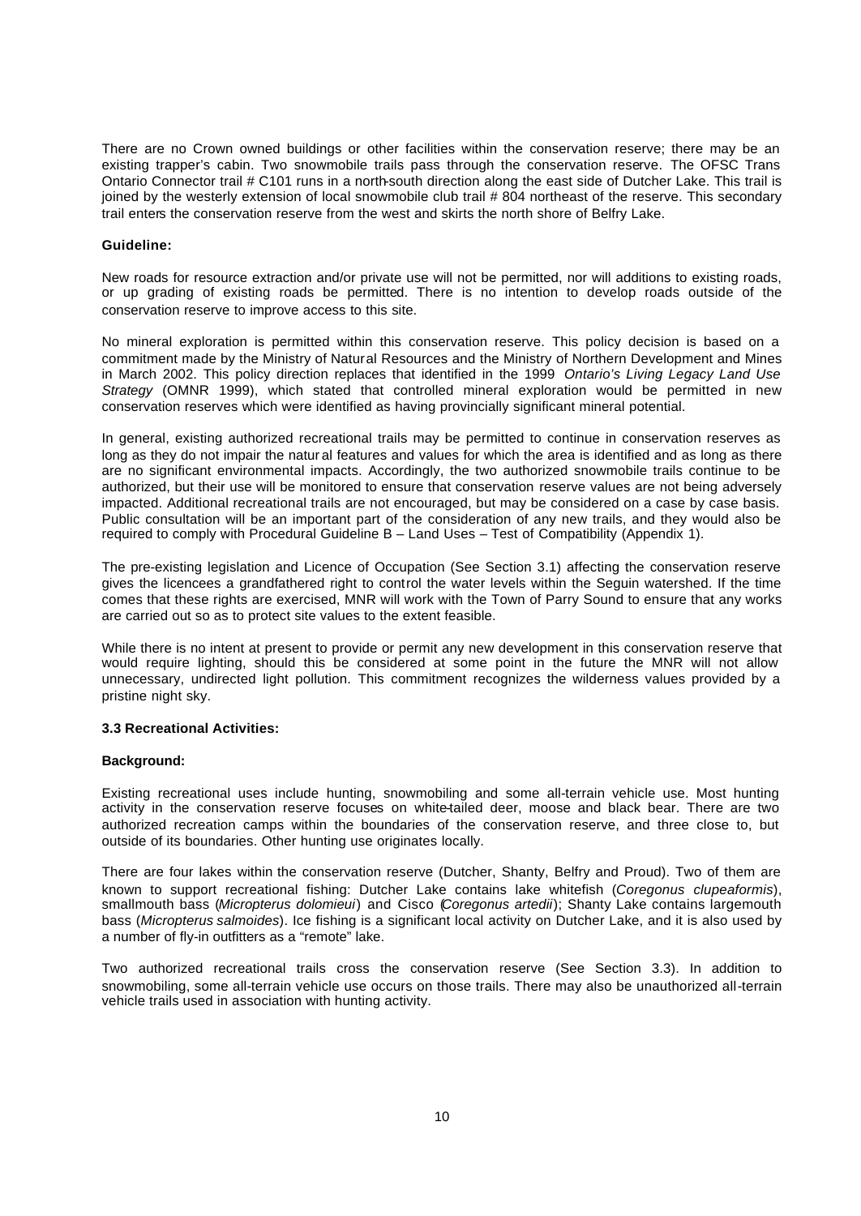There are no Crown owned buildings or other facilities within the conservation reserve; there may be an existing trapper's cabin. Two snowmobile trails pass through the conservation reserve. The OFSC Trans Ontario Connector trail # C101 runs in a north-south direction along the east side of Dutcher Lake. This trail is joined by the westerly extension of local snowmobile club trail # 804 northeast of the reserve. This secondary trail enters the conservation reserve from the west and skirts the north shore of Belfry Lake.

**Guideline:**

New roads for resource extraction and/or private use will not be permitted, nor will additions to existing roads, or up grading of existing roads be permitted. There is no intention to develop roads outside of the conservation reserve to improve access to this site.

No mineral exploration is permitted within this conservation reserve. This policy decision is based on a commitment made by the Ministry of Natural Resources and the Ministry of Northern Development and Mines in March 2002. This policy direction replaces that identified in the 1999 *Ontario's Living Legacy Land Use Strategy* (OMNR 1999), which stated that controlled mineral exploration would be permitted in new conservation reserves which were identified as having provincially significant mineral potential.

In general, existing authorized recreational trails may be permitted to continue in conservation reserves as long as they do not impair the natural features and values for which the area is identified and as long as there are no significant environmental impacts. Accordingly, the two authorized snowmobile trails continue to be authorized, but their use will be monitored to ensure that conservation reserve values are not being adversely impacted. Additional recreational trails are not encouraged, but may be considered on a case by case basis. Public consultation will be an important part of the consideration of any new trails, and they would also be required to comply with Procedural Guideline B – Land Uses – Test of Compatibility (Appendix 1).

The pre-existing legislation and Licence of Occupation (See Section 3.1) affecting the conservation reserve gives the licencees a grandfathered right to control the water levels within the Seguin watershed. If the time comes that these rights are exercised, MNR will work with the Town of Parry Sound to ensure that any works are carried out so as to protect site values to the extent feasible.

While there is no intent at present to provide or permit any new development in this conservation reserve that would require lighting, should this be considered at some point in the future the MNR will not allow unnecessary, undirected light pollution. This commitment recognizes the wilderness values provided by a pristine night sky.

### 3.3 Recreational Activities:

**Background:**

Existing recreational uses include hunting, snowmobiling and some all-terrain vehicle use. Most hunting activity in the conservation reserve focuses on white-tailed deer, moose and black bear. There are two authorized recreation camps within the boundaries of the conservation reserve, and three close to, but outside of its boundaries. Other hunting use originates locally.

There are four lakes within the conservation reserve (Dutcher, Shanty, Belfry and Proud). Two of them are known to support recreational fishing: Dutcher Lake contains lake whitefish (*Coregonus clupeaformis*), smallmouth bass (*Micropterus dolomieui*) and Cisco (*Coregonus artedii*); Shanty Lake contains largemouth bass (*Micropterus salmoides*). Ice fishing is a significant local activity on Dutcher Lake, and it is also used by a number of fly-in outfitters as a "remote" lake.

Two authorized recreational trails cross the conservation reserve (See Section 3.3). In addition to snowmobiling, some all-terrain vehicle use occurs on those trails. There may also be unauthorized all-terrain vehicle trails used in association with hunting activity.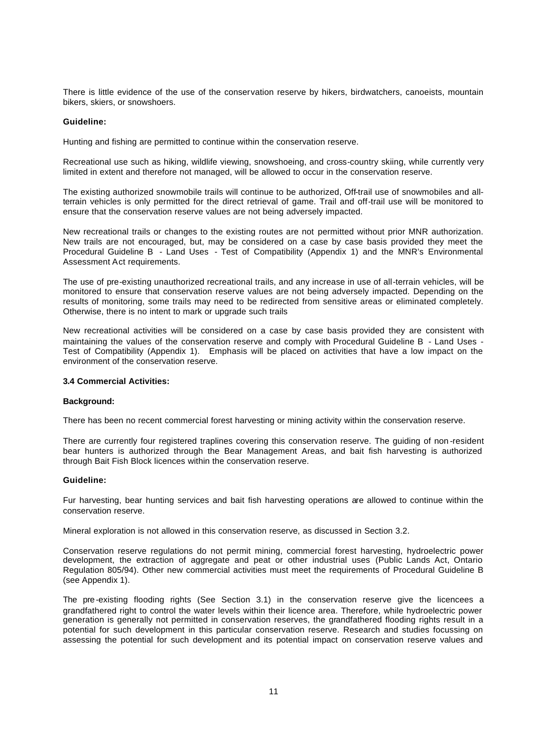There is little evidence of the use of the conservation reserve by hikers, birdwatchers, canoeists, mountain bikers, skiers, or snowshoers.

**Guideline:**

Hunting and fishing are permitted to continue within the conservation reserve.

Recreational use such as hiking, wildlife viewing, snowshoeing, and cross-country skiing, while currently very limited in extent and therefore not managed, will be allowed to occur in the conservation reserve.

The existing authorized snowmobile trails will continue to be authorized, Off-trail use of snowmobiles and all-terrain vehicles is only permitted for the direct retrieval of game. Trail and off-trail use will be monitored to ensure that the conservation reserve values are not being adversely impacted.

New recreational trails or changes to the existing routes are not permitted without prior MNR authorization. New trails are not encouraged, but, may be considered on a case by case basis provided they meet the Procedural Guideline B - Land Uses - Test of Compatibility (Appendix 1) and the MNR's Environmental Assessment Act requirements.

The use of pre-existing unauthorized recreational trails, and any increase in use of all-terrain vehicles, will be monitored to ensure that conservation reserve values are not being adversely impacted. Depending on the results of monitoring, some trails may need to be redirected from sensitive areas or eliminated completely. Otherwise, there is no intent to mark or upgrade such trails

New recreational activities will be considered on a case by case basis provided they are consistent with maintaining the values of the conservation reserve and comply with Procedural Guideline B - Land Uses - Test of Compatibility (Appendix 1). Emphasis will be placed on activities that have a low impact on the environment of the conservation reserve.

### 3.4 Commercial Activities:

**Background:**

There has been no recent commercial forest harvesting or mining activity within the conservation reserve.

There are currently four registered traplines covering this conservation reserve. The guiding of non-resident bear hunters is authorized through the Bear Management Areas, and bait fish harvesting is authorized through Bait Fish Block licences within the conservation reserve.

**Guideline:**

Fur harvesting, bear hunting services and bait fish harvesting operations are allowed to continue within the conservation reserve.

Mineral exploration is not allowed in this conservation reserve, as discussed in Section 3.2.

Conservation reserve regulations do not permit mining, commercial forest harvesting, hydroelectric power development, the extraction of aggregate and peat or other industrial uses (Public Lands Act, Ontario Regulation 805/94). Other new commercial activities must meet the requirements of Procedural Guideline B (see Appendix 1).

The pre-existing flooding rights (See Section 3.1) in the conservation reserve give the licencees a grandfathered right to control the water levels within their licence area. Therefore, while hydroelectric power generation is generally not permitted in conservation reserves, the grandfathered flooding rights result in a potential for such development in this particular conservation reserve. Research and studies focussing on assessing the potential for such development and its potential impact on conservation reserve values and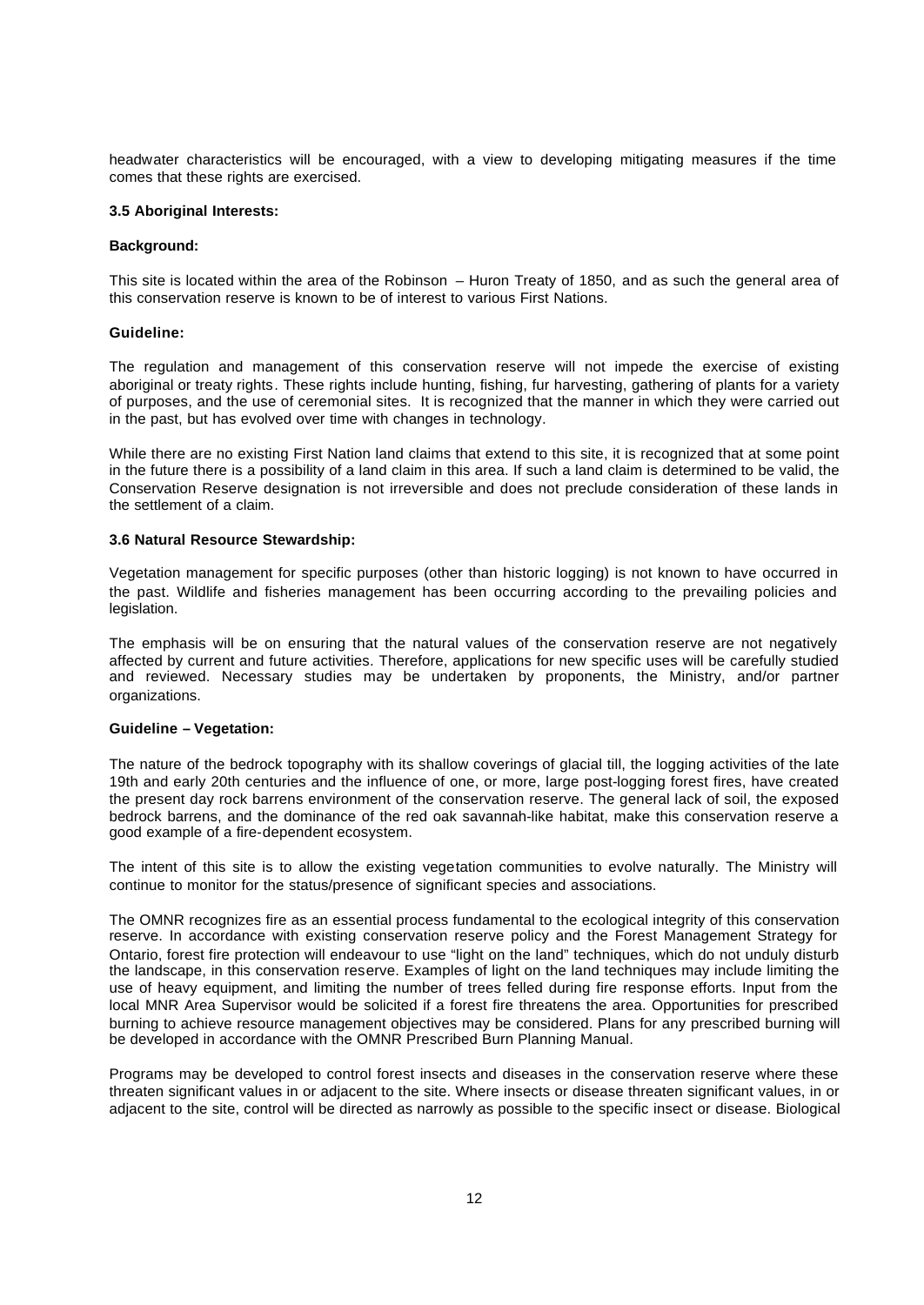headwater characteristics will be encouraged, with a view to developing mitigating measures if the time comes that these rights are exercised.

### 3.5 Aboriginal Interests:

**Background:**

This site is located within the area of the Robinson – Huron Treaty of 1850, and as such the general area of this conservation reserve is known to be of interest to various First Nations.

**Guideline:**

The regulation and management of this conservation reserve will not impede the exercise of existing aboriginal or treaty rights. These rights include hunting, fishing, fur harvesting, gathering of plants for a variety of purposes, and the use of ceremonial sites. It is recognized that the manner in which they were carried out in the past, but has evolved over time with changes in technology.

While there are no existing First Nation land claims that extend to this site, it is recognized that at some point in the future there is a possibility of a land claim in this area. If such a land claim is determined to be valid, the Conservation Reserve designation is not irreversible and does not preclude consideration of these lands in the settlement of a claim.

### 3.6 Natural Resource Stewardship:

Vegetation management for specific purposes (other than historic logging) is not known to have occurred in the past. Wildlife and fisheries management has been occurring according to the prevailing policies and legislation.

The emphasis will be on ensuring that the natural values of the conservation reserve are not negatively affected by current and future activities. Therefore, applications for new specific uses will be carefully studied and reviewed. Necessary studies may be undertaken by proponents, the Ministry, and/or partner organizations.

**Guideline – Vegetation:**

The nature of the bedrock topography with its shallow coverings of glacial till, the logging activities of the late 19th and early 20th centuries and the influence of one, or more, large post-logging forest fires, have created the present day rock barrens environment of the conservation reserve. The general lack of soil, the exposed bedrock barrens, and the dominance of the red oak savannah-like habitat, make this conservation reserve a good example of a fire-dependent ecosystem.

The intent of this site is to allow the existing vegetation communities to evolve naturally. The Ministry will continue to monitor for the status/presence of significant species and associations.

The OMNR recognizes fire as an essential process fundamental to the ecological integrity of this conservation reserve. In accordance with existing conservation reserve policy and the Forest Management Strategy for Ontario, forest fire protection will endeavour to use "light on the land" techniques, which do not unduly disturb the landscape, in this conservation reserve. Examples of light on the land techniques may include limiting the use of heavy equipment, and limiting the number of trees felled during fire response efforts. Input from the local MNR Area Supervisor would be solicited if a forest fire threatens the area. Opportunities for prescribed burning to achieve resource management objectives may be considered. Plans for any prescribed burning will be developed in accordance with the OMNR Prescribed Burn Planning Manual.

Programs may be developed to control forest insects and diseases in the conservation reserve where these threaten significant values in or adjacent to the site. Where insects or disease threaten significant values, in or adjacent to the site, control will be directed as narrowly as possible to the specific insect or disease. Biological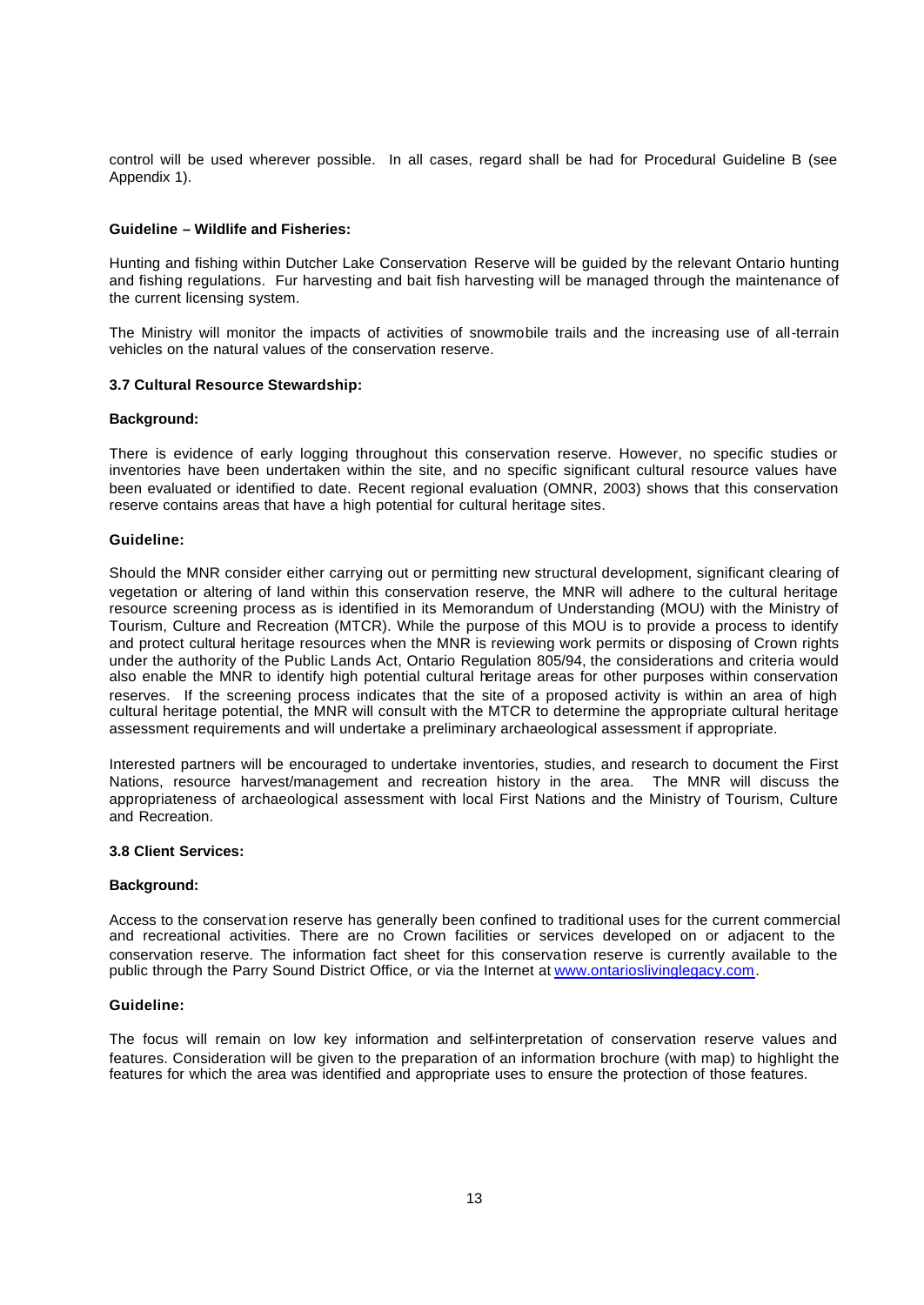control will be used wherever possible. In all cases, regard shall be had for Procedural Guideline B (see Appendix 1).

**Guideline – Wildlife and Fisheries:**

Hunting and fishing within Dutcher Lake Conservation Reserve will be guided by the relevant Ontario hunting and fishing regulations. Fur harvesting and bait fish harvesting will be managed through the maintenance of the current licensing system.

The Ministry will monitor the impacts of activities of snowmobile trails and the increasing use of all-terrain vehicles on the natural values of the conservation reserve.

### 3.7 Cultural Resource Stewardship:

**Background:**

There is evidence of early logging throughout this conservation reserve. However, no specific studies or inventories have been undertaken within the site, and no specific significant cultural resource values have been evaluated or identified to date. Recent regional evaluation (OMNR, 2003) shows that this conservation reserve contains areas that have a high potential for cultural heritage sites.

**Guideline:**

Should the MNR consider either carrying out or permitting new structural development, significant clearing of vegetation or altering of land within this conservation reserve, the MNR will adhere to the cultural heritage resource screening process as is identified in its Memorandum of Understanding (MOU) with the Ministry of Tourism, Culture and Recreation (MTCR). While the purpose of this MOU is to provide a process to identify and protect cultural heritage resources when the MNR is reviewing work permits or disposing of Crown rights under the authority of the Public Lands Act, Ontario Regulation 805/94, the considerations and criteria would also enable the MNR to identify high potential cultural heritage areas for other purposes within conservation reserves. If the screening process indicates that the site of a proposed activity is within an area of high cultural heritage potential, the MNR will consult with the MTCR to determine the appropriate cultural heritage assessment requirements and will undertake a preliminary archaeological assessment if appropriate.

Interested partners will be encouraged to undertake inventories, studies, and research to document the First Nations, resource harvest/management and recreation history in the area. The MNR will discuss the appropriateness of archaeological assessment with local First Nations and the Ministry of Tourism, Culture and Recreation.

### 3.8 Client Services:

**Background:**

Access to the conservation reserve has generally been confined to traditional uses for the current commercial and recreational activities. There are no Crown facilities or services developed on or adjacent to the conservation reserve. The information fact sheet for this conservation reserve is currently available to the public through the Parry Sound District Office, or via the Internet at [www.ontarioslivinglegacy.com](http://www.ontarioslivinglegacy.com).

**Guideline:**

The focus will remain on low key information and self-interpretation of conservation reserve values and features. Consideration will be given to the preparation of an information brochure (with map) to highlight the features for which the area was identified and appropriate uses to ensure the protection of those features.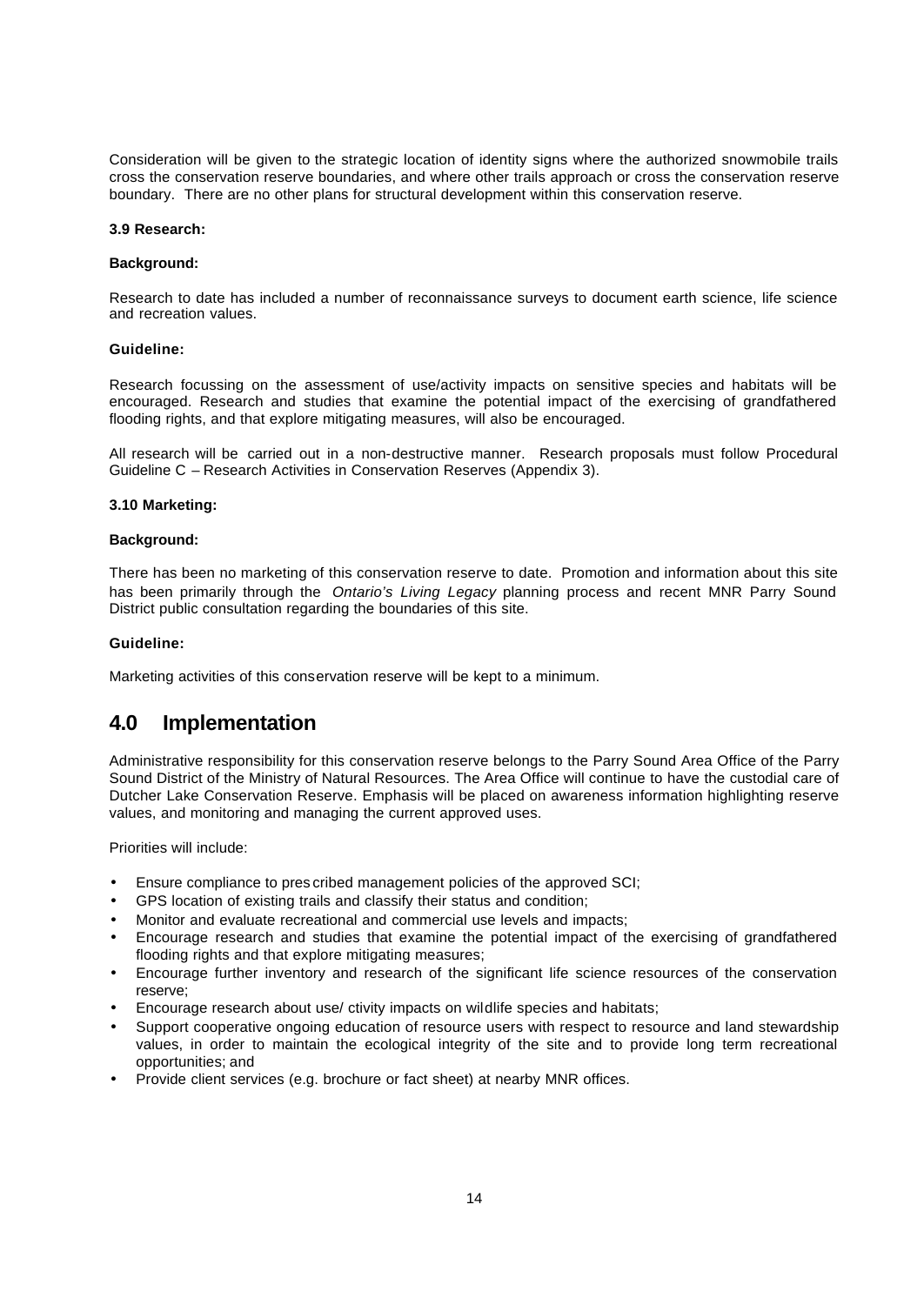Consideration will be given to the strategic location of identity signs where the authorized snowmobile trails cross the conservation reserve boundaries, and where other trails approach or cross the conservation reserve boundary. There are no other plans for structural development within this conservation reserve.

**3.9 Research:**

**Background:**

Research to date has included a number of reconnaissance surveys to document earth science, life science and recreation values.

**Guideline:**

Research focussing on the assessment of use/activity impacts on sensitive species and habitats will be encouraged. Research and studies that examine the potential impact of the exercising of grandfathered flooding rights, and that explore mitigating measures, will also be encouraged.

All research will be carried out in a non-destructive manner. Research proposals must follow Procedural Guideline C – Research Activities in Conservation Reserves (Appendix 3).

**3.10 Marketing:**

**Background:**

There has been no marketing of this conservation reserve to date. Promotion and information about this site has been primarily through the *Ontario's Living Legacy* planning process and recent MNR Parry Sound District public consultation regarding the boundaries of this site.

**Guideline:**

Marketing activities of this conservation reserve will be kept to a minimum.

## 4.0 Implementation

Administrative responsibility for this conservation reserve belongs to the Parry Sound Area Office of the Parry Sound District of the Ministry of Natural Resources. The Area Office will continue to have the custodial care of Dutcher Lake Conservation Reserve. Emphasis will be placed on awareness information highlighting reserve values, and monitoring and managing the current approved uses.

Priorities will include:

- Ensure compliance to prescribed management policies of the approved SCI;
- GPS location of existing trails and classify their status and condition;
- Monitor and evaluate recreational and commercial use levels and impacts;
- Encourage research and studies that examine the potential impact of the exercising of grandfathered flooding rights and that explore mitigating measures;
- Encourage further inventory and research of the significant life science resources of the conservation reserve;
- Encourage research about use/ ctivity impacts on wildlife species and habitats;
- Support cooperative ongoing education of resource users with respect to resource and land stewardship values, in order to maintain the ecological integrity of the site and to provide long term recreational opportunities; and
- Provide client services (e.g. brochure or fact sheet) at nearby MNR offices.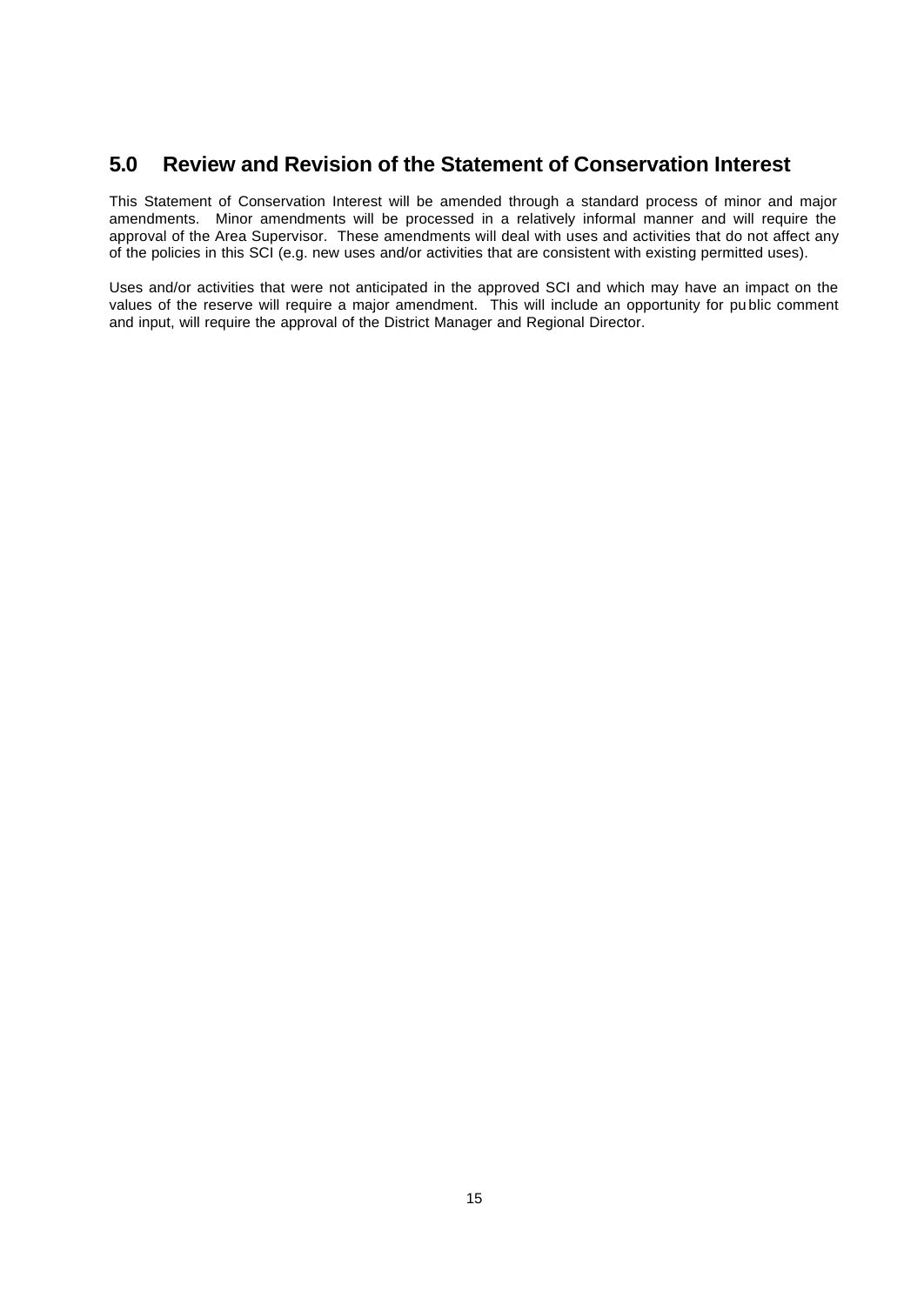## 5.0 Review and Revision of the Statement of Conservation Interest

This Statement of Conservation Interest will be amended through a standard process of minor and major amendments. Minor amendments will be processed in a relatively informal manner and will require the approval of the Area Supervisor. These amendments will deal with uses and activities that do not affect any of the policies in this SCI (e.g. new uses and/or activities that are consistent with existing permitted uses).

Uses and/or activities that were not anticipated in the approved SCI and which may have an impact on the values of the reserve will require a major amendment. This will include an opportunity for public comment and input, will require the approval of the District Manager and Regional Director.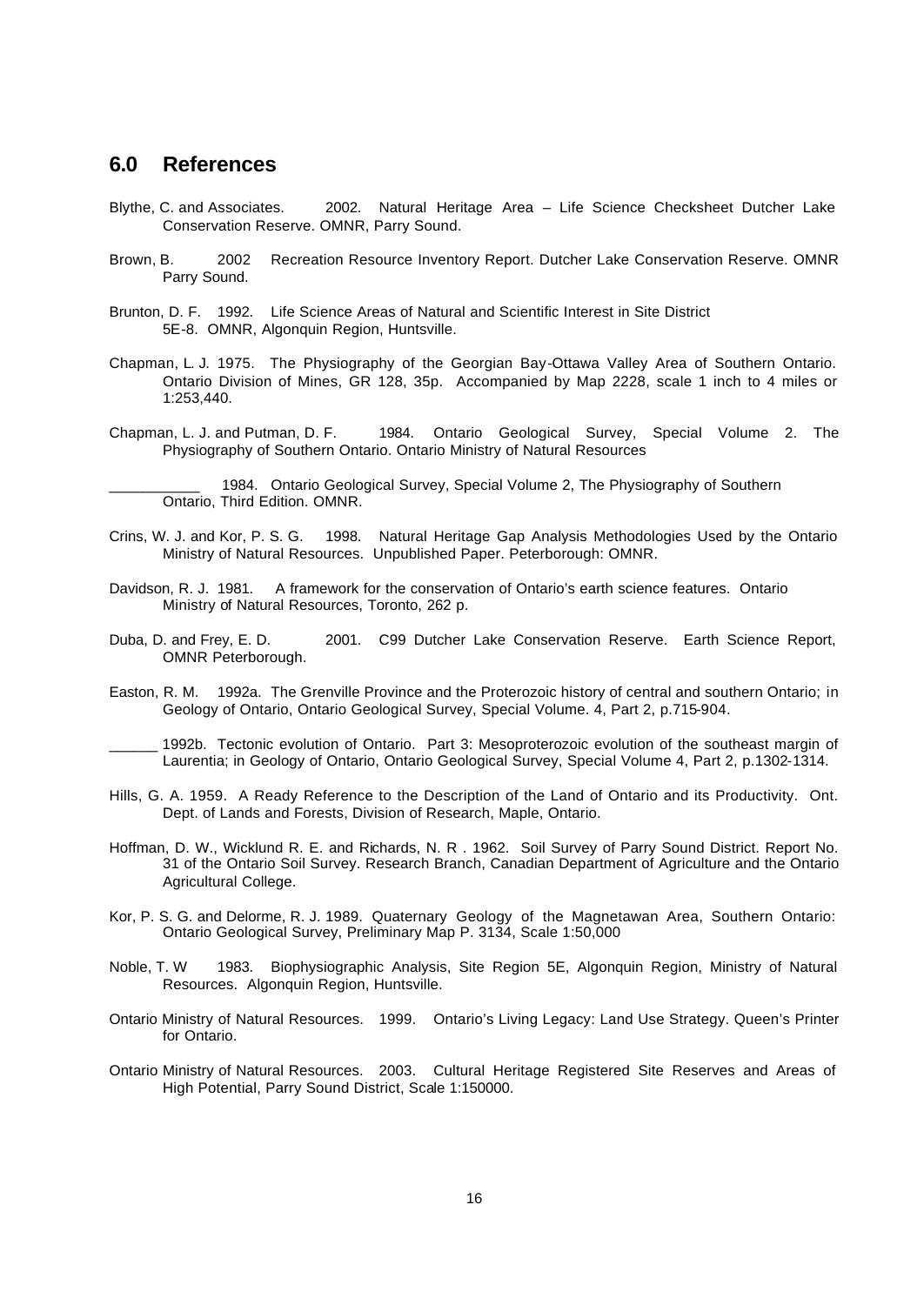## 6.0 References

Blythe, C. and Associates. 2002. Natural Heritage Area – Life Science Checksheet Dutcher Lake Conservation Reserve. OMNR, Parry Sound.

Brown, B. 2002 Recreation Resource Inventory Report. Dutcher Lake Conservation Reserve. OMNR Parry Sound.

Brunton, D. F. 1992. Life Science Areas of Natural and Scientific Interest in Site District 5E-8. OMNR, Algonquin Region, Huntsville.

Chapman, L. J. 1975. The Physiography of the Georgian Bay-Ottawa Valley Area of Southern Ontario. Ontario Division of Mines, GR 128, 35p. Accompanied by Map 2228, scale 1 inch to 4 miles or 1:253,440.

Chapman, L. J. and Putman, D. F. 1984. Ontario Geological Survey, Special Volume 2. The Physiography of Southern Ontario. Ontario Ministry of Natural Resources

___________ 1984. Ontario Geological Survey, Special Volume 2, The Physiography of Southern Ontario, Third Edition. OMNR.

Crins, W. J. and Kor, P. S. G. 1998. Natural Heritage Gap Analysis Methodologies Used by the Ontario Ministry of Natural Resources. Unpublished Paper. Peterborough: OMNR.

Davidson, R. J. 1981. A framework for the conservation of Ontario's earth science features. Ontario Ministry of Natural Resources, Toronto, 262 p.

Duba, D. and Frey, E. D. 2001. C99 Dutcher Lake Conservation Reserve. Earth Science Report, OMNR Peterborough.

Easton, R. M. 1992a. The Grenville Province and the Proterozoic history of central and southern Ontario; in Geology of Ontario, Ontario Geological Survey, Special Volume. 4, Part 2, p.715-904.

______ 1992b. Tectonic evolution of Ontario. Part 3: Mesoproterozoic evolution of the southeast margin of Laurentia; in Geology of Ontario, Ontario Geological Survey, Special Volume 4, Part 2, p.1302-1314.

Hills, G. A. 1959. A Ready Reference to the Description of the Land of Ontario and its Productivity. Ont. Dept. of Lands and Forests, Division of Research, Maple, Ontario.

Hoffman, D. W., Wicklund R. E. and Richards, N. R . 1962. Soil Survey of Parry Sound District. Report No. 31 of the Ontario Soil Survey. Research Branch, Canadian Department of Agriculture and the Ontario Agricultural College.

Kor, P. S. G. and Delorme, R. J. 1989. Quaternary Geology of the Magnetawan Area, Southern Ontario: Ontario Geological Survey, Preliminary Map P. 3134, Scale 1:50,000

Noble, T. W 1983. Biophysiographic Analysis, Site Region 5E, Algonquin Region, Ministry of Natural Resources. Algonquin Region, Huntsville.

Ontario Ministry of Natural Resources. 1999. Ontario's Living Legacy: Land Use Strategy. Queen's Printer for Ontario.

Ontario Ministry of Natural Resources. 2003. Cultural Heritage Registered Site Reserves and Areas of High Potential, Parry Sound District, Scale 1:150000.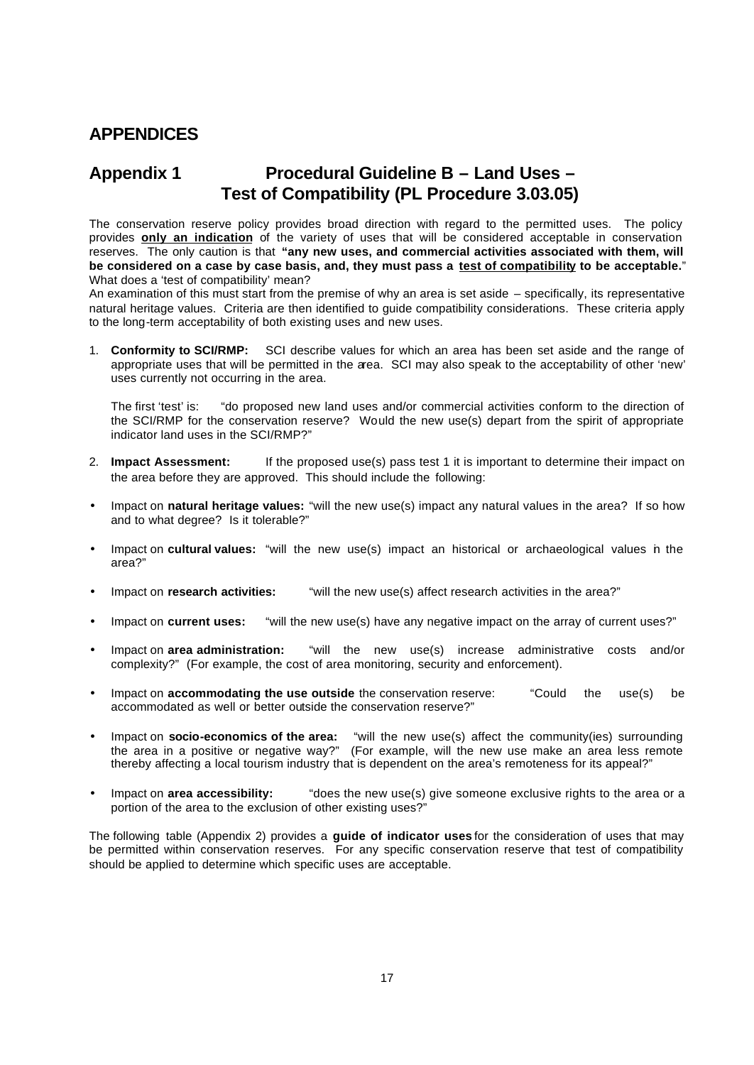## APPENDICES

## Appendix 1 Procedural Guideline B – Land Uses – Test of Compatibility (PL Procedure 3.03.05)

The conservation reserve policy provides broad direction with regard to the permitted uses. The policy provides **only an indication** of the variety of uses that will be considered acceptable in conservation reserves. The only caution is that **"any new uses, and commercial activities associated with them, will be considered on a case by case basis, and, they must pass a test of compatibility to be acceptable.**" What does a 'test of compatibility' mean?

An examination of this must start from the premise of why an area is set aside – specifically, its representative natural heritage values. Criteria are then identified to guide compatibility considerations. These criteria apply to the long-term acceptability of both existing uses and new uses.

1. **Conformity to SCI/RMP:** SCI describe values for which an area has been set aside and the range of appropriate uses that will be permitted in the area. SCI may also speak to the acceptability of other 'new' uses currently not occurring in the area.

   The first 'test' is: "do proposed new land uses and/or commercial activities conform to the direction of the SCI/RMP for the conservation reserve? Would the new use(s) depart from the spirit of appropriate indicator land uses in the SCI/RMP?"

2. **Impact Assessment:** If the proposed use(s) pass test 1 it is important to determine their impact on the area before they are approved. This should include the following:

- Impact on **natural heritage values:** "will the new use(s) impact any natural values in the area? If so how and to what degree? Is it tolerable?"
- Impact on **cultural values:** "will the new use(s) impact an historical or archaeological values in the area?"
- Impact on **research activities:** "will the new use(s) affect research activities in the area?"
- Impact on **current uses:** "will the new use(s) have any negative impact on the array of current uses?"
- Impact on **area administration:** "will the new use(s) increase administrative costs and/or complexity?" (For example, the cost of area monitoring, security and enforcement).
- Impact on **accommodating the use outside** the conservation reserve: "Could the use(s) be accommodated as well or better outside the conservation reserve?"
- Impact on **socio-economics of the area:** "will the new use(s) affect the community(ies) surrounding the area in a positive or negative way?" (For example, will the new use make an area less remote thereby affecting a local tourism industry that is dependent on the area's remoteness for its appeal?"
- Impact on **area accessibility:** "does the new use(s) give someone exclusive rights to the area or a portion of the area to the exclusion of other existing uses?"

The following table (Appendix 2) provides a **guide of indicator uses** for the consideration of uses that may be permitted within conservation reserves. For any specific conservation reserve that test of compatibility should be applied to determine which specific uses are acceptable.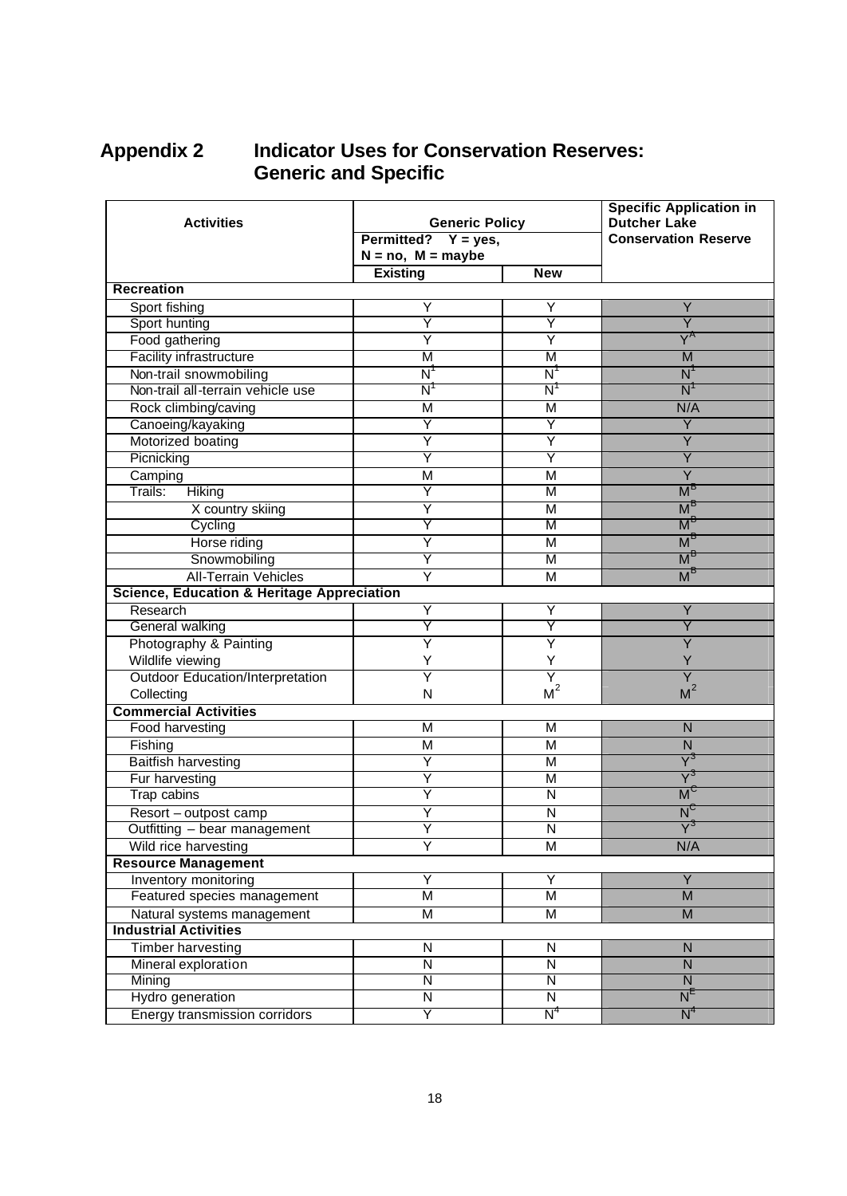# Appendix 2 Indicator Uses for Conservation Reserves: Generic and Specific

| Activities | Generic Policy Permitted? Y = yes, N = no, M = maybe | | Specific Application in Dutcher Lake Conservation Reserve |
|---|---|---|---|
| | Existing | New | |
| **Recreation** | | | |
| Sport fishing | Y | Y | Y |
| Sport hunting | Y | Y | Y |
| Food gathering | Y | Y | Y[A] |
| Facility infrastructure | M | M | M |
| Non-trail snowmobiling | N[1] | N[1] | N[1] |
| Non-trail all-terrain vehicle use | N[1] | N[1] | N[1] |
| Rock climbing/caving | M | M | N/A |
| Canoeing/kayaking | Y | Y | Y |
| Motorized boating | Y | Y | Y |
| Picnicking | Y | Y | Y |
| Camping | M | M | Y |
| Trails: Hiking | Y | M | M[B] |
| X country skiing | Y | M | M[B] |
| Cycling | Y | M | M[B] |
| Horse riding | Y | M | M[B] |
| Snowmobiling | Y | M | M[B] |
| All-Terrain Vehicles | Y | M | M[B] |
| **Science, Education & Heritage Appreciation** | | | |
| Research | Y | Y | Y |
| General walking | Y | Y | Y |
| Photography & Painting | Y | Y | Y |
| Wildlife viewing | Y | Y | Y |
| Outdoor Education/Interpretation | Y | Y | Y |
| Collecting | N | M[2] | M[2] |
| **Commercial Activities** | | | |
| Food harvesting | M | M | N |
| Fishing | M | M | N |
| Baitfish harvesting | Y | M | Y[3] |
| Fur harvesting | Y | M | Y[3] |
| Trap cabins | Y | N | M[C] |
| Resort – outpost camp | Y | N | N[C] |
| Outfitting – bear management | Y | N | Y[3] |
| Wild rice harvesting | Y | M | N/A |
| **Resource Management** | | | |
| Inventory monitoring | Y | Y | Y |
| Featured species management | M | M | M |
| Natural systems management | M | M | M |
| **Industrial Activities** | | | |
| Timber harvesting | N | N | N |
| Mineral exploration | N | N | N |
| Mining | N | N | N |
| Hydro generation | N | N | N[E] |
| Energy transmission corridors | Y | N[4] | N[4] |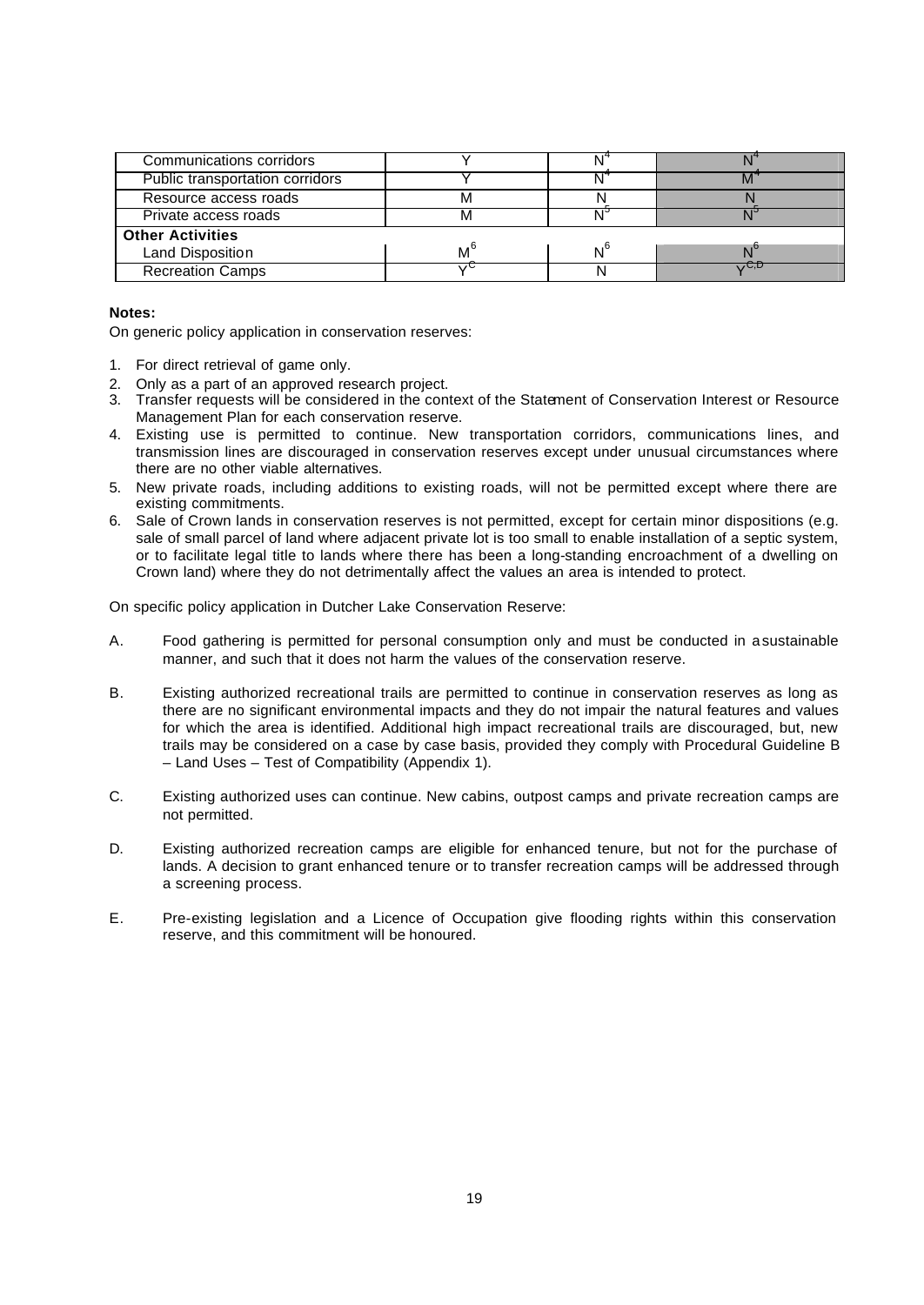| | | | |
|---|---|---|---|
| Communications corridors | Y | N[4] | N[4] |
| Public transportation corridors | Y | N[4] | M[4] |
| Resource access roads | M | N | N |
| Private access roads | M | N[5] | N[5] |
| **Other Activities** | | | |
| Land Disposition | M[6] | N[6] | N[6] |
| Recreation Camps | Y[C] | N | Y[C,D] |

**Notes:**

On generic policy application in conservation reserves:

1. For direct retrieval of game only.
2. Only as a part of an approved research project.
3. Transfer requests will be considered in the context of the Statement of Conservation Interest or Resource Management Plan for each conservation reserve.
4. Existing use is permitted to continue. New transportation corridors, communications lines, and transmission lines are discouraged in conservation reserves except under unusual circumstances where there are no other viable alternatives.
5. New private roads, including additions to existing roads, will not be permitted except where there are existing commitments.
6. Sale of Crown lands in conservation reserves is not permitted, except for certain minor dispositions (e.g. sale of small parcel of land where adjacent private lot is too small to enable installation of a septic system, or to facilitate legal title to lands where there has been a long-standing encroachment of a dwelling on Crown land) where they do not detrimentally affect the values an area is intended to protect.

On specific policy application in Dutcher Lake Conservation Reserve:

A. Food gathering is permitted for personal consumption only and must be conducted in a sustainable manner, and such that it does not harm the values of the conservation reserve.

B. Existing authorized recreational trails are permitted to continue in conservation reserves as long as there are no significant environmental impacts and they do not impair the natural features and values for which the area is identified. Additional high impact recreational trails are discouraged, but, new trails may be considered on a case by case basis, provided they comply with Procedural Guideline B – Land Uses – Test of Compatibility (Appendix 1).

C. Existing authorized uses can continue. New cabins, outpost camps and private recreation camps are not permitted.

D. Existing authorized recreation camps are eligible for enhanced tenure, but not for the purchase of lands. A decision to grant enhanced tenure or to transfer recreation camps will be addressed through a screening process.

E. Pre-existing legislation and a Licence of Occupation give flooding rights within this conservation reserve, and this commitment will be honoured.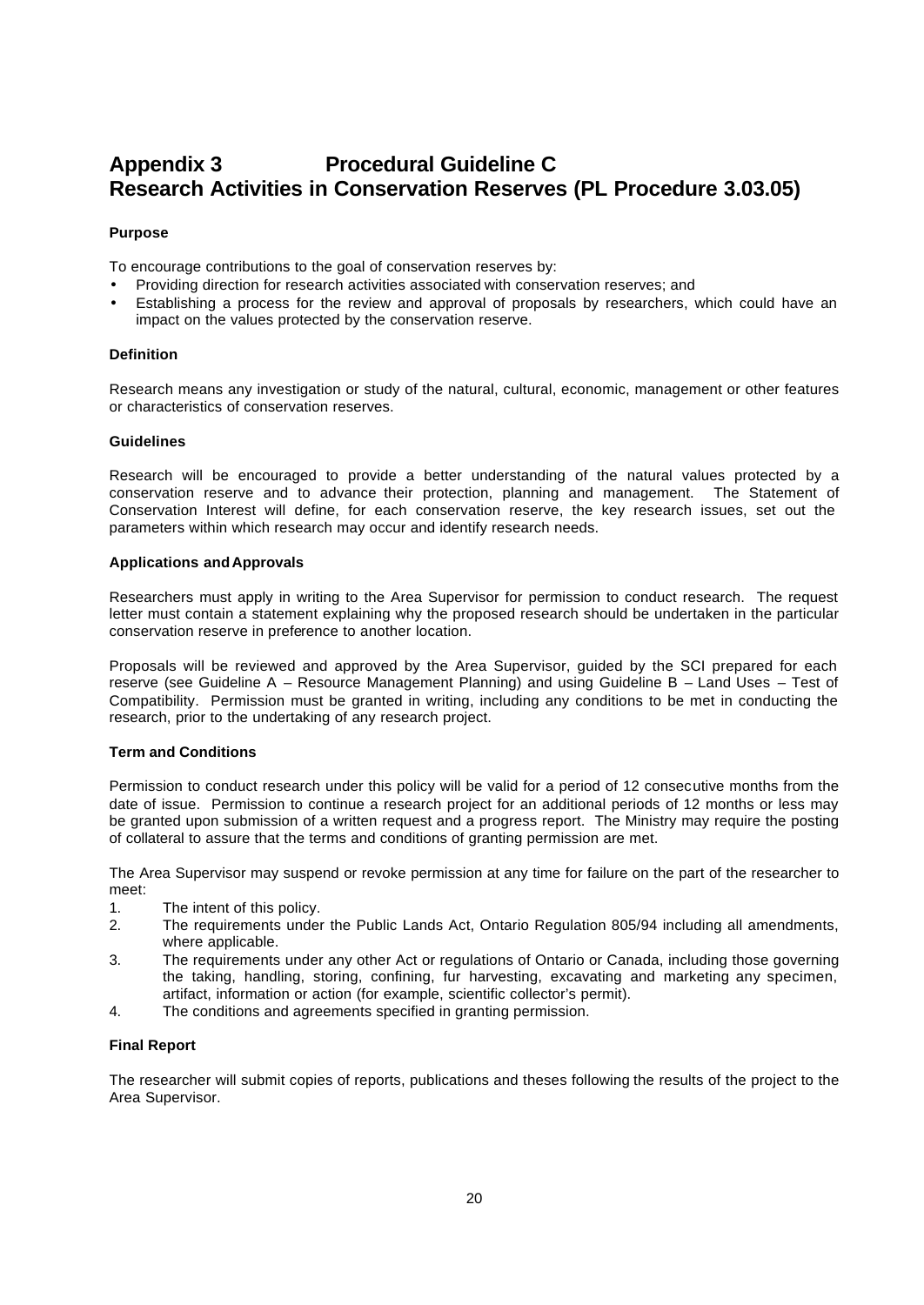# Appendix 3 Procedural Guideline C
# Research Activities in Conservation Reserves (PL Procedure 3.03.05)

**Purpose**

To encourage contributions to the goal of conservation reserves by:

- Providing direction for research activities associated with conservation reserves; and
- Establishing a process for the review and approval of proposals by researchers, which could have an impact on the values protected by the conservation reserve.

**Definition**

Research means any investigation or study of the natural, cultural, economic, management or other features or characteristics of conservation reserves.

**Guidelines**

Research will be encouraged to provide a better understanding of the natural values protected by a conservation reserve and to advance their protection, planning and management. The Statement of Conservation Interest will define, for each conservation reserve, the key research issues, set out the parameters within which research may occur and identify research needs.

**Applications and Approvals**

Researchers must apply in writing to the Area Supervisor for permission to conduct research. The request letter must contain a statement explaining why the proposed research should be undertaken in the particular conservation reserve in preference to another location.

Proposals will be reviewed and approved by the Area Supervisor, guided by the SCI prepared for each reserve (see Guideline A – Resource Management Planning) and using Guideline B – Land Uses – Test of Compatibility. Permission must be granted in writing, including any conditions to be met in conducting the research, prior to the undertaking of any research project.

**Term and Conditions**

Permission to conduct research under this policy will be valid for a period of 12 consecutive months from the date of issue. Permission to continue a research project for an additional periods of 12 months or less may be granted upon submission of a written request and a progress report. The Ministry may require the posting of collateral to assure that the terms and conditions of granting permission are met.

The Area Supervisor may suspend or revoke permission at any time for failure on the part of the researcher to meet:

1. The intent of this policy.
2. The requirements under the Public Lands Act, Ontario Regulation 805/94 including all amendments, where applicable.
3. The requirements under any other Act or regulations of Ontario or Canada, including those governing the taking, handling, storing, confining, fur harvesting, excavating and marketing any specimen, artifact, information or action (for example, scientific collector's permit).
4. The conditions and agreements specified in granting permission.

**Final Report**

The researcher will submit copies of reports, publications and theses following the results of the project to the Area Supervisor.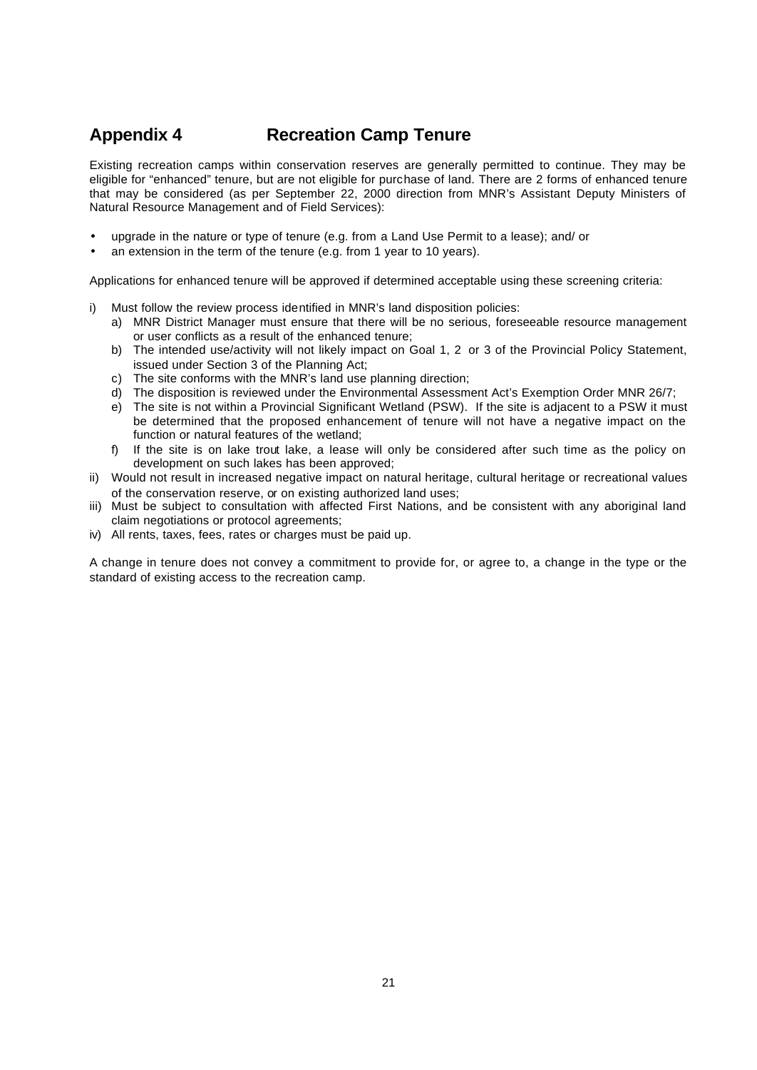# Appendix 4 Recreation Camp Tenure

Existing recreation camps within conservation reserves are generally permitted to continue. They may be eligible for "enhanced" tenure, but are not eligible for purchase of land. There are 2 forms of enhanced tenure that may be considered (as per September 22, 2000 direction from MNR's Assistant Deputy Ministers of Natural Resource Management and of Field Services):

- upgrade in the nature or type of tenure (e.g. from a Land Use Permit to a lease); and/ or
- an extension in the term of the tenure (e.g. from 1 year to 10 years).

Applications for enhanced tenure will be approved if determined acceptable using these screening criteria:

i) Must follow the review process identified in MNR's land disposition policies:
   a) MNR District Manager must ensure that there will be no serious, foreseeable resource management or user conflicts as a result of the enhanced tenure;
   b) The intended use/activity will not likely impact on Goal 1, 2 or 3 of the Provincial Policy Statement, issued under Section 3 of the Planning Act;
   c) The site conforms with the MNR's land use planning direction;
   d) The disposition is reviewed under the Environmental Assessment Act's Exemption Order MNR 26/7;
   e) The site is not within a Provincial Significant Wetland (PSW). If the site is adjacent to a PSW it must be determined that the proposed enhancement of tenure will not have a negative impact on the function or natural features of the wetland;
   f) If the site is on lake trout lake, a lease will only be considered after such time as the policy on development on such lakes has been approved;
ii) Would not result in increased negative impact on natural heritage, cultural heritage or recreational values of the conservation reserve, or on existing authorized land uses;
iii) Must be subject to consultation with affected First Nations, and be consistent with any aboriginal land claim negotiations or protocol agreements;
iv) All rents, taxes, fees, rates or charges must be paid up.

A change in tenure does not convey a commitment to provide for, or agree to, a change in the type or the standard of existing access to the recreation camp.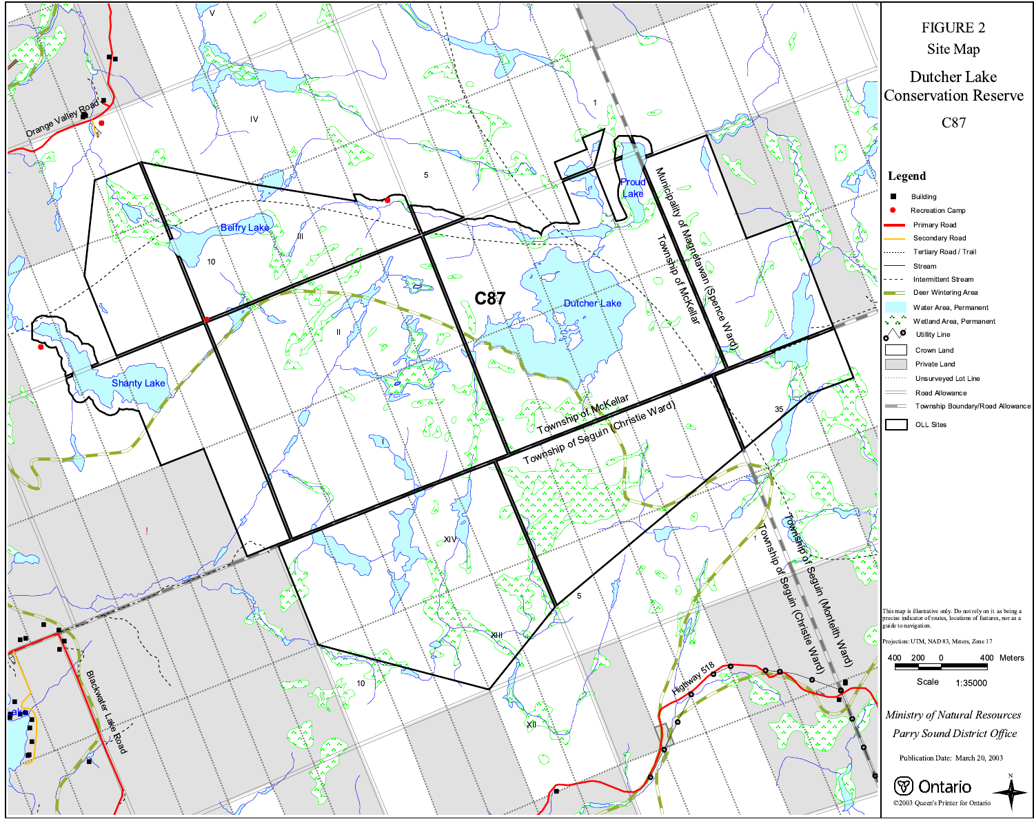# FIGURE 2

## Site Map

## Dutcher Lake Conservation Reserve

## C87

### Legend

- Building
- Recreation Camp
- Primary Road
- Secondary Road
- Tertiary Road / Trail
- Stream
- Intermittent Stream
- Deer Wintering Area
- Water Area, Permanent
- Wetland Area, Permanent
- Utility Line
- Crown Land
- Private Land
- Unsurveyed Lot Line
- Road Allowance
- Township Boundary/Road Allowance
- OLL Sites

Orange Valley Road

Belfry Lake

Proud Lake

Dutcher Lake

Shanty Lake

C87

Municipality of Magnetawan (Spence Ward)

Township of McKellar

Township of Seguin (Christie Ward)

Township of Seguin (Monteith Ward)

Highway 518

Blackwater Lake Road

V IV III II I XIV XIII XII

1 5 10 35

This map is illustrative only. Do not rely on it as being a precise indicator of routes, locations of features, nor as a guide to navigation.

Projection: UTM, NAD 83, Meters, Zone 17

400 200 0 400 Meters

Scale 1:35000

*Ministry of Natural Resources*

*Parry Sound District Office*

Publication Date: March 20, 2003

Ontario

©2003 Queen's Printer for Ontario

N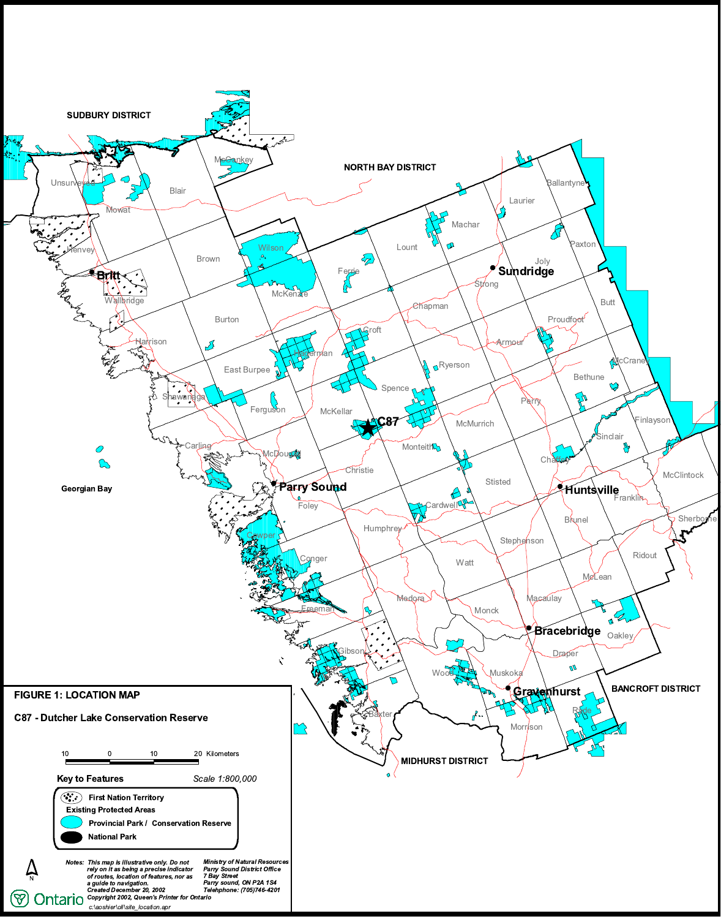## FIGURE 1: LOCATION MAP

**C87 - Dutcher Lake Conservation Reserve**

10 0 10 20 Kilometers

**Key to Features** *Scale 1:800,000*

- First Nation Territory
- **Existing Protected Areas**
- Provincial Park / Conservation Reserve
- National Park

*Notes: This map is illustrative only. Do not rely on it as being a precise indicator of routes, location of features, nor as a guide to navigation.*
*Created December 20, 2002*
*Copyright 2002, Queen's Printer for Ontario*

*Ministry of Natural Resources*
*Parry Sound District Office*
*7 Bay Street*
*Parry sound, ON P2A 1S4*
*Telephone: (705)746-4201*

Ontario

c:\aoshier\oll\site_location.apr

SUDBURY DISTRICT
NORTH BAY DISTRICT
BANCROFT DISTRICT
MIDHURST DISTRICT
Georgian Bay

Britt
Sundridge
Parry Sound
Huntsville
Bracebridge
Gravenhurst
C87

McConkey
Unsurveyed
Blair
Mowat
Henvey
Wallbridge
Brown
Wilson
McKenzie
Ferrie
Lount
Machar
Laurier
Ballantyne
Paxton
Joly
Strong
Butt
Chapman
Proudfoot
Burton
Harrison
East Burpee
Hagerman
Croft
Ryerson
Armour
McCraney
Bethune
Shawanaga
Ferguson
McKellar
Spence
Perry
Finlayson
Sinclair
McMurrich
Monteith
Chaffey
Carling
McDougall
Christie
Stisted
McClintock
Foley
Cardwell
Franklin
Brunel
Sherborne
Humphrey
Stephenson
Cowper
Conger
Watt
Ridout
McLean
Medora
Macaulay
Freeman
Monck
Oakley
Gibson
Draper
Wood
Muskoka
Baxter
Ryde
Morrison